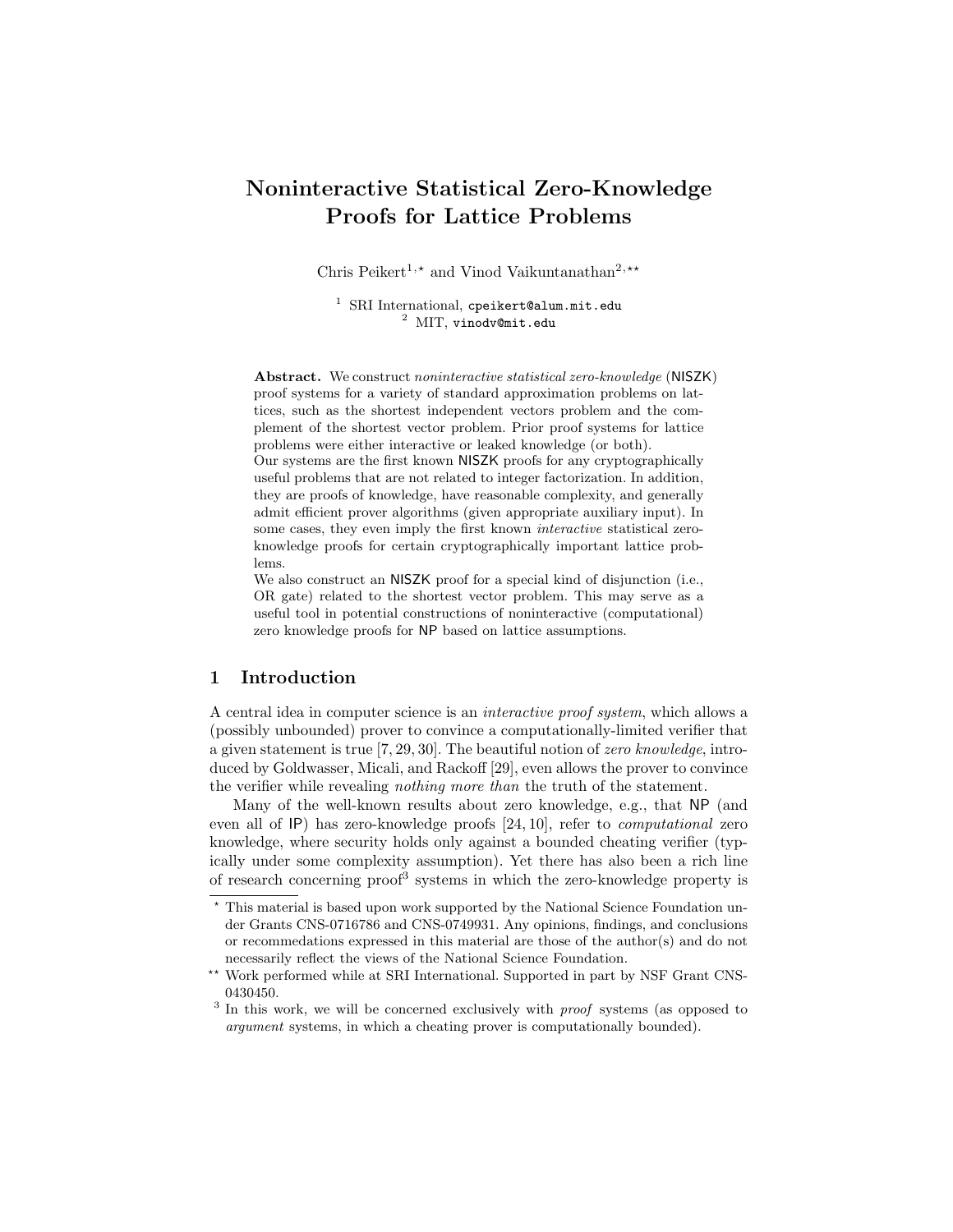# Noninteractive Statistical Zero-Knowledge Proofs for Lattice Problems

Chris Peikert[1,⋆] and Vinod Vaikuntanathan[2,⋆⋆]

[1] SRI International, cpeikert@alum.mit.edu
[2] MIT, vinodv@mit.edu

**Abstract.** We construct *noninteractive statistical zero-knowledge* (NISZK) proof systems for a variety of standard approximation problems on lattices, such as the shortest independent vectors problem and the complement of the shortest vector problem. Prior proof systems for lattice problems were either interactive or leaked knowledge (or both).
Our systems are the first known NISZK proofs for any cryptographically useful problems that are not related to integer factorization. In addition, they are proofs of knowledge, have reasonable complexity, and generally admit efficient prover algorithms (given appropriate auxiliary input). In some cases, they even imply the first known *interactive* statistical zero-knowledge proofs for certain cryptographically important lattice problems.
We also construct an NISZK proof for a special kind of disjunction (i.e., OR gate) related to the shortest vector problem. This may serve as a useful tool in potential constructions of noninteractive (computational) zero knowledge proofs for NP based on lattice assumptions.

## 1 Introduction

A central idea in computer science is an *interactive proof system*, which allows a (possibly unbounded) prover to convince a computationally-limited verifier that a given statement is true [7, 29, 30]. The beautiful notion of *zero knowledge*, introduced by Goldwasser, Micali, and Rackoff [29], even allows the prover to convince the verifier while revealing *nothing more than* the truth of the statement.

Many of the well-known results about zero knowledge, e.g., that NP (and even all of IP) has zero-knowledge proofs [24, 10], refer to *computational* zero knowledge, where security holds only against a bounded cheating verifier (typically under some complexity assumption). Yet there has also been a rich line of research concerning proof[3] systems in which the zero-knowledge property is

⋆ This material is based upon work supported by the National Science Foundation under Grants CNS-0716786 and CNS-0749931. Any opinions, findings, and conclusions or recommendations expressed in this material are those of the author(s) and do not necessarily reflect the views of the National Science Foundation.

⋆⋆ Work performed while at SRI International. Supported in part by NSF Grant CNS-0430450.

[3] In this work, we will be concerned exclusively with *proof* systems (as opposed to *argument* systems, in which a cheating prover is computationally bounded).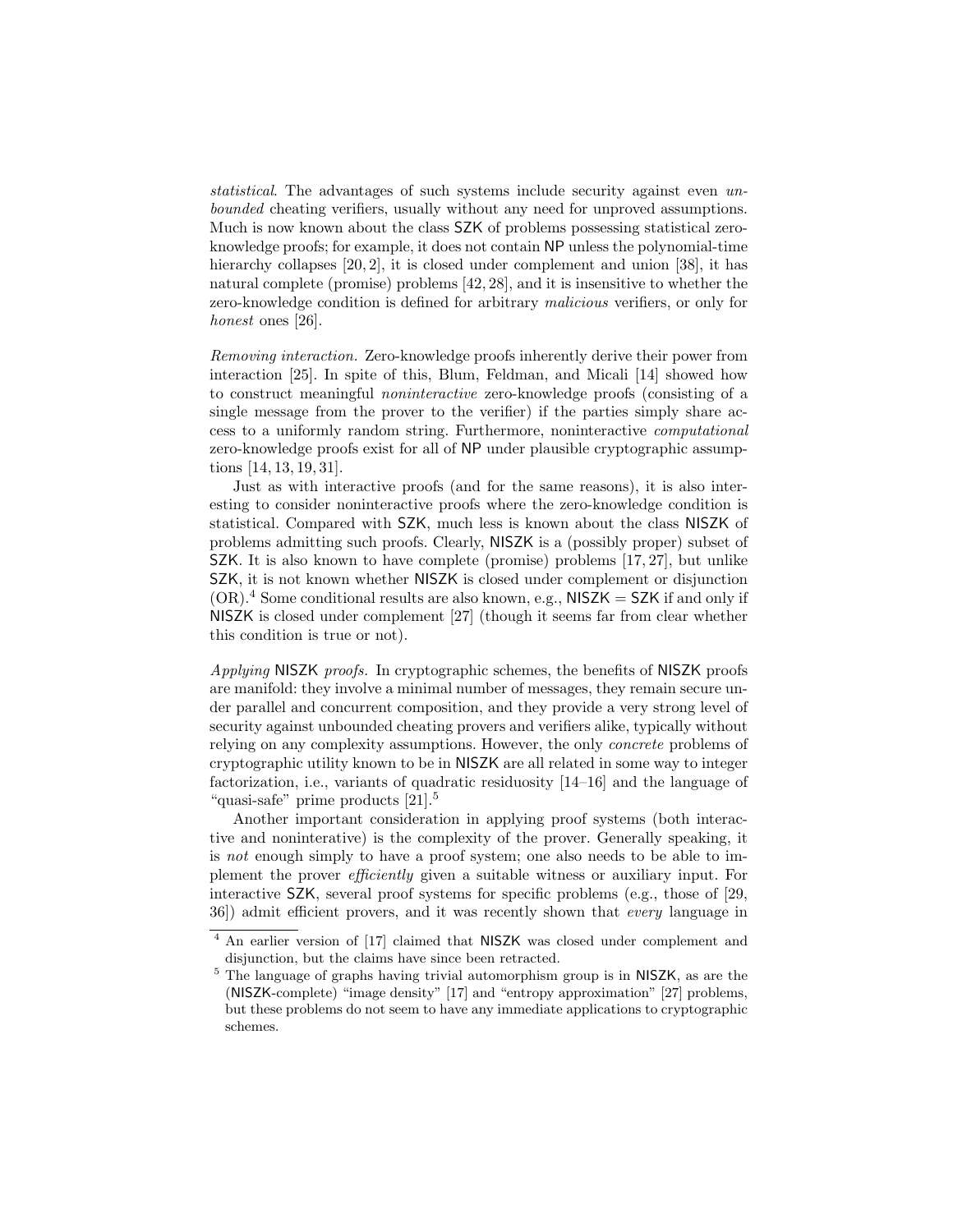*statistical*. The advantages of such systems include security against even *unbounded* cheating verifiers, usually without any need for unproved assumptions. Much is now known about the class SZK of problems possessing statistical zero-knowledge proofs; for example, it does not contain NP unless the polynomial-time hierarchy collapses [20, 2], it is closed under complement and union [38], it has natural complete (promise) problems [42, 28], and it is insensitive to whether the zero-knowledge condition is defined for arbitrary *malicious* verifiers, or only for *honest* ones [26].

*Removing interaction.* Zero-knowledge proofs inherently derive their power from interaction [25]. In spite of this, Blum, Feldman, and Micali [14] showed how to construct meaningful *noninteractive* zero-knowledge proofs (consisting of a single message from the prover to the verifier) if the parties simply share access to a uniformly random string. Furthermore, noninteractive *computational* zero-knowledge proofs exist for all of NP under plausible cryptographic assumptions [14, 13, 19, 31].

Just as with interactive proofs (and for the same reasons), it is also interesting to consider noninteractive proofs where the zero-knowledge condition is statistical. Compared with SZK, much less is known about the class NISZK of problems admitting such proofs. Clearly, NISZK is a (possibly proper) subset of SZK. It is also known to have complete (promise) problems [17, 27], but unlike SZK, it is not known whether NISZK is closed under complement or disjunction (OR).[4] Some conditional results are also known, e.g., NISZK = SZK if and only if NISZK is closed under complement [27] (though it seems far from clear whether this condition is true or not).

*Applying* NISZK *proofs.* In cryptographic schemes, the benefits of NISZK proofs are manifold: they involve a minimal number of messages, they remain secure under parallel and concurrent composition, and they provide a very strong level of security against unbounded cheating provers and verifiers alike, typically without relying on any complexity assumptions. However, the only *concrete* problems of cryptographic utility known to be in NISZK are all related in some way to integer factorization, i.e., variants of quadratic residuosity [14–16] and the language of "quasi-safe" prime products [21].[5]

Another important consideration in applying proof systems (both interactive and noninterative) is the complexity of the prover. Generally speaking, it is *not* enough simply to have a proof system; one also needs to be able to implement the prover *efficiently* given a suitable witness or auxiliary input. For interactive SZK, several proof systems for specific problems (e.g., those of [29, 36]) admit efficient provers, and it was recently shown that *every* language in

[4] An earlier version of [17] claimed that NISZK was closed under complement and disjunction, but the claims have since been retracted.

[5] The language of graphs having trivial automorphism group is in NISZK, as are the (NISZK-complete) "image density" [17] and "entropy approximation" [27] problems, but these problems do not seem to have any immediate applications to cryptographic schemes.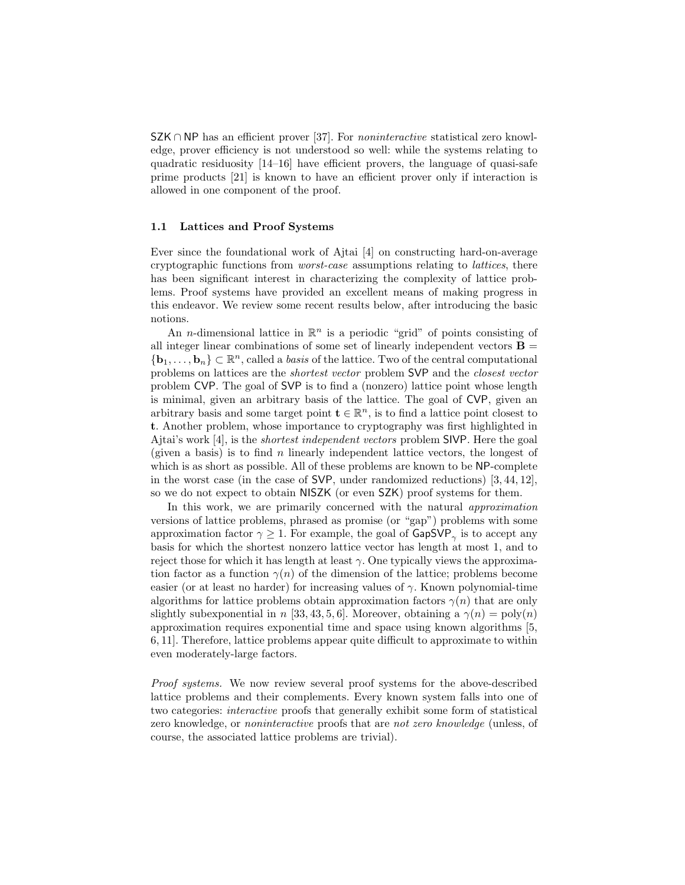SZK ∩ NP has an efficient prover [37]. For *noninteractive* statistical zero knowledge, prover efficiency is not understood so well: while the systems relating to quadratic residuosity [14–16] have efficient provers, the language of quasi-safe prime products [21] is known to have an efficient prover only if interaction is allowed in one component of the proof.

### 1.1 Lattices and Proof Systems

Ever since the foundational work of Ajtai [4] on constructing hard-on-average cryptographic functions from *worst-case* assumptions relating to *lattices*, there has been significant interest in characterizing the complexity of lattice problems. Proof systems have provided an excellent means of making progress in this endeavor. We review some recent results below, after introducing the basic notions.

An $n$-dimensional lattice in $\mathbb{R}^n$ is a periodic "grid" of points consisting of all integer linear combinations of some set of linearly independent vectors $\mathbf{B} = \{\mathbf{b}_1, \ldots, \mathbf{b}_n\} \subset \mathbb{R}^n$, called a *basis* of the lattice. Two of the central computational problems on lattices are the *shortest vector* problem SVP and the *closest vector* problem CVP. The goal of SVP is to find a (nonzero) lattice point whose length is minimal, given an arbitrary basis of the lattice. The goal of CVP, given an arbitrary basis and some target point $\mathbf{t} \in \mathbb{R}^n$, is to find a lattice point closest to $\mathbf{t}$. Another problem, whose importance to cryptography was first highlighted in Ajtai's work [4], is the *shortest independent vectors* problem SIVP. Here the goal (given a basis) is to find $n$ linearly independent lattice vectors, the longest of which is as short as possible. All of these problems are known to be NP-complete in the worst case (in the case of SVP, under randomized reductions) [3, 44, 12], so we do not expect to obtain NISZK (or even SZK) proof systems for them.

In this work, we are primarily concerned with the natural *approximation* versions of lattice problems, phrased as promise (or "gap") problems with some approximation factor $\gamma \geq 1$. For example, the goal of $\mathsf{GapSVP}_\gamma$ is to accept any basis for which the shortest nonzero lattice vector has length at most 1, and to reject those for which it has length at least $\gamma$. One typically views the approximation factor as a function $\gamma(n)$ of the dimension of the lattice; problems become easier (or at least no harder) for increasing values of $\gamma$. Known polynomial-time algorithms for lattice problems obtain approximation factors $\gamma(n)$ that are only slightly subexponential in $n$ [33, 43, 5, 6]. Moreover, obtaining a $\gamma(n) = \mathrm{poly}(n)$ approximation requires exponential time and space using known algorithms [5, 6, 11]. Therefore, lattice problems appear quite difficult to approximate to within even moderately-large factors.

*Proof systems.* We now review several proof systems for the above-described lattice problems and their complements. Every known system falls into one of two categories: *interactive* proofs that generally exhibit some form of statistical zero knowledge, or *noninteractive* proofs that are *not zero knowledge* (unless, of course, the associated lattice problems are trivial).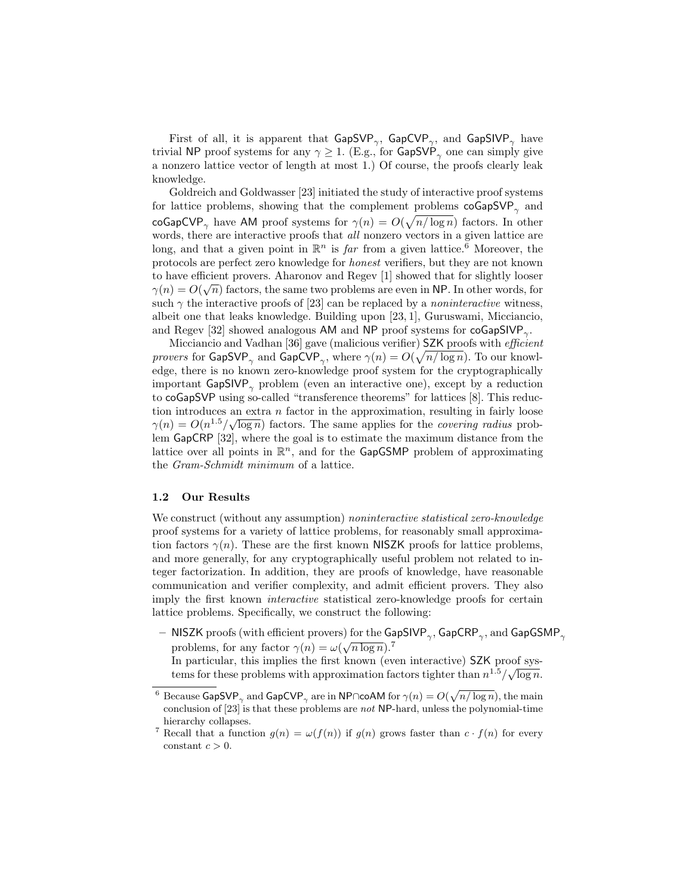First of all, it is apparent that $\mathsf{GapSVP}_\gamma$, $\mathsf{GapCVP}_\gamma$, and $\mathsf{GapSIVP}_\gamma$ have trivial $\mathsf{NP}$ proof systems for any $\gamma \geq 1$. (E.g., for $\mathsf{GapSVP}_\gamma$ one can simply give a nonzero lattice vector of length at most 1.) Of course, the proofs clearly leak knowledge.

Goldreich and Goldwasser [23] initiated the study of interactive proof systems for lattice problems, showing that the complement problems $\mathsf{coGapSVP}_\gamma$ and $\mathsf{coGapCVP}_\gamma$ have $\mathsf{AM}$ proof systems for $\gamma(n) = O(\sqrt{n/\log n})$ factors. In other words, there are interactive proofs that *all* nonzero vectors in a given lattice are long, and that a given point in $\mathbb{R}^n$ is *far* from a given lattice.[6] Moreover, the protocols are perfect zero knowledge for *honest* verifiers, but they are not known to have efficient provers. Aharonov and Regev [1] showed that for slightly looser $\gamma(n) = O(\sqrt{n})$ factors, the same two problems are even in $\mathsf{NP}$. In other words, for such $\gamma$ the interactive proofs of [23] can be replaced by a *noninteractive* witness, albeit one that leaks knowledge. Building upon [23, 1], Guruswami, Micciancio, and Regev [32] showed analogous $\mathsf{AM}$ and $\mathsf{NP}$ proof systems for $\mathsf{coGapSIVP}_\gamma$.

Micciancio and Vadhan [36] gave (malicious verifier) $\mathsf{SZK}$ proofs with *efficient provers* for $\mathsf{GapSVP}_\gamma$ and $\mathsf{GapCVP}_\gamma$, where $\gamma(n) = O(\sqrt{n/\log n})$. To our knowledge, there is no known zero-knowledge proof system for the cryptographically important $\mathsf{GapSIVP}_\gamma$ problem (even an interactive one), except by a reduction to $\mathsf{coGapSVP}$ using so-called "transference theorems" for lattices [8]. This reduction introduces an extra $n$ factor in the approximation, resulting in fairly loose $\gamma(n) = O(n^{1.5}/\sqrt{\log n})$ factors. The same applies for the *covering radius* problem $\mathsf{GapCRP}$ [32], where the goal is to estimate the maximum distance from the lattice over all points in $\mathbb{R}^n$, and for the $\mathsf{GapGSMP}$ problem of approximating the *Gram-Schmidt minimum* of a lattice.

### 1.2 Our Results

We construct (without any assumption) *noninteractive statistical zero-knowledge* proof systems for a variety of lattice problems, for reasonably small approximation factors $\gamma(n)$. These are the first known $\mathsf{NISZK}$ proofs for lattice problems, and more generally, for any cryptographically useful problem not related to integer factorization. In addition, they are proofs of knowledge, have reasonable communication and verifier complexity, and admit efficient provers. They also imply the first known *interactive* statistical zero-knowledge proofs for certain lattice problems. Specifically, we construct the following:

- $\mathsf{NISZK}$ proofs (with efficient provers) for the $\mathsf{GapSIVP}_\gamma$, $\mathsf{GapCRP}_\gamma$, and $\mathsf{GapGSMP}_\gamma$ problems, for any factor $\gamma(n) = \omega(\sqrt{n \log n})$.[7]
  In particular, this implies the first known (even interactive) $\mathsf{SZK}$ proof systems for these problems with approximation factors tighter than $n^{1.5}/\sqrt{\log n}$.

---

[6] Because $\mathsf{GapSVP}_\gamma$ and $\mathsf{GapCVP}_\gamma$ are in $\mathsf{NP} \cap \mathsf{coAM}$ for $\gamma(n) = O(\sqrt{n/\log n})$, the main conclusion of [23] is that these problems are *not* $\mathsf{NP}$-hard, unless the polynomial-time hierarchy collapses.

[7] Recall that a function $g(n) = \omega(f(n))$ if $g(n)$ grows faster than $c \cdot f(n)$ for every constant $c > 0$.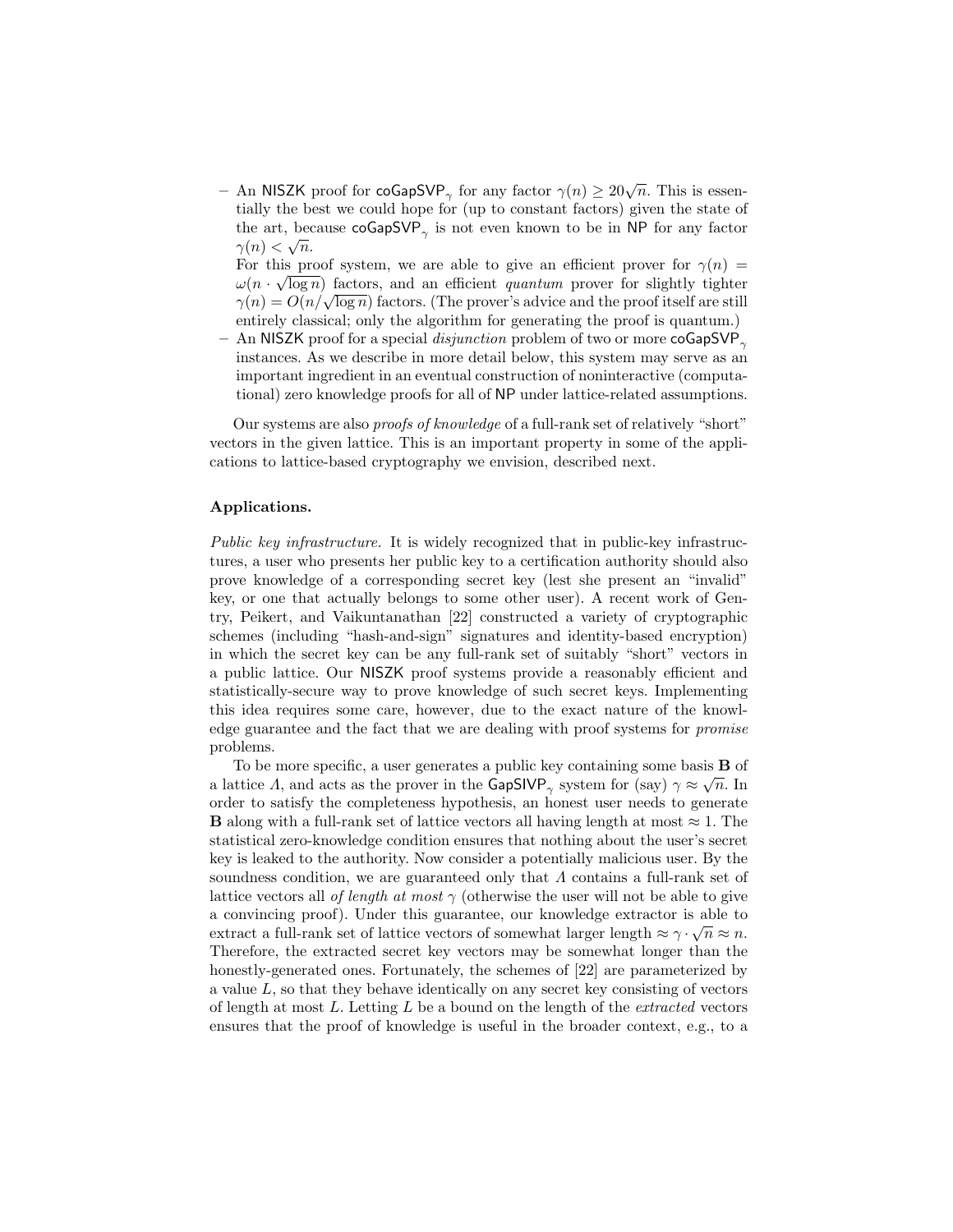- An NISZK proof for $\mathsf{coGapSVP}_\gamma$ for any factor $\gamma(n) \geq 20\sqrt{n}$. This is essentially the best we could hope for (up to constant factors) given the state of the art, because $\mathsf{coGapSVP}_\gamma$ is not even known to be in NP for any factor $\gamma(n) < \sqrt{n}$.

  For this proof system, we are able to give an efficient prover for $\gamma(n) = \omega(n \cdot \sqrt{\log n})$ factors, and an efficient *quantum* prover for slightly tighter $\gamma(n) = O(n/\sqrt{\log n})$ factors. (The prover's advice and the proof itself are still entirely classical; only the algorithm for generating the proof is quantum.)
- An NISZK proof for a special *disjunction* problem of two or more $\mathsf{coGapSVP}_\gamma$ instances. As we describe in more detail below, this system may serve as an important ingredient in an eventual construction of noninteractive (computational) zero knowledge proofs for all of NP under lattice-related assumptions.

Our systems are also *proofs of knowledge* of a full-rank set of relatively "short" vectors in the given lattice. This is an important property in some of the applications to lattice-based cryptography we envision, described next.

**Applications.**

*Public key infrastructure.* It is widely recognized that in public-key infrastructures, a user who presents her public key to a certification authority should also prove knowledge of a corresponding secret key (lest she present an "invalid" key, or one that actually belongs to some other user). A recent work of Gentry, Peikert, and Vaikuntanathan [22] constructed a variety of cryptographic schemes (including "hash-and-sign" signatures and identity-based encryption) in which the secret key can be any full-rank set of suitably "short" vectors in a public lattice. Our NISZK proof systems provide a reasonably efficient and statistically-secure way to prove knowledge of such secret keys. Implementing this idea requires some care, however, due to the exact nature of the knowledge guarantee and the fact that we are dealing with proof systems for *promise* problems.

To be more specific, a user generates a public key containing some basis $\mathbf{B}$ of a lattice $\Lambda$, and acts as the prover in the $\mathsf{GapSIVP}_\gamma$ system for (say) $\gamma \approx \sqrt{n}$. In order to satisfy the completeness hypothesis, an honest user needs to generate $\mathbf{B}$ along with a full-rank set of lattice vectors all having length at most $\approx 1$. The statistical zero-knowledge condition ensures that nothing about the user's secret key is leaked to the authority. Now consider a potentially malicious user. By the soundness condition, we are guaranteed only that $\Lambda$ contains a full-rank set of lattice vectors all *of length at most* $\gamma$ (otherwise the user will not be able to give a convincing proof). Under this guarantee, our knowledge extractor is able to extract a full-rank set of lattice vectors of somewhat larger length $\approx \gamma \cdot \sqrt{n} \approx n$. Therefore, the extracted secret key vectors may be somewhat longer than the honestly-generated ones. Fortunately, the schemes of [22] are parameterized by a value $L$, so that they behave identically on any secret key consisting of vectors of length at most $L$. Letting $L$ be a bound on the length of the *extracted* vectors ensures that the proof of knowledge is useful in the broader context, e.g., to a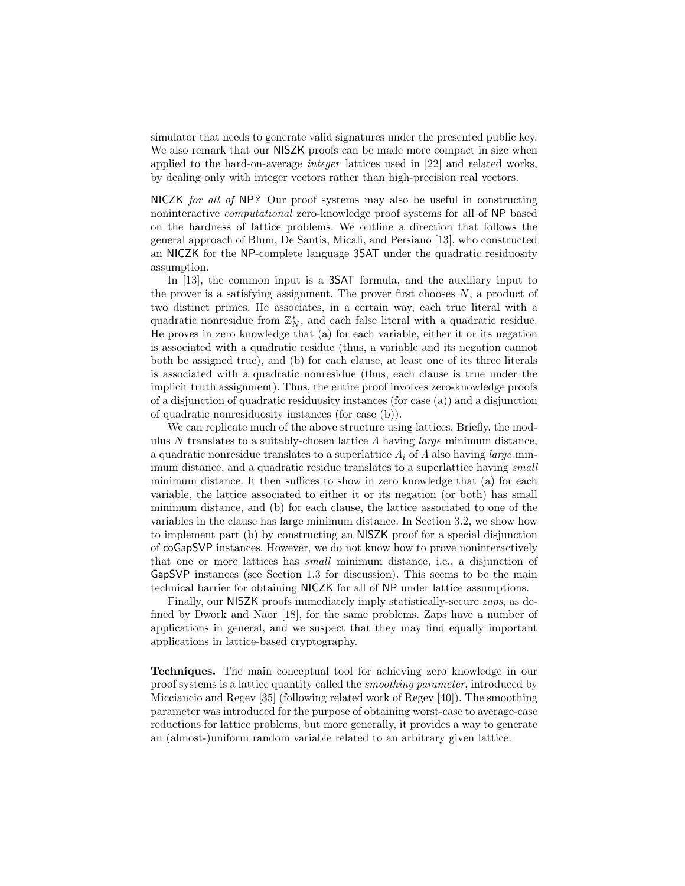simulator that needs to generate valid signatures under the presented public key. We also remark that our NISZK proofs can be made more compact in size when applied to the hard-on-average *integer* lattices used in [22] and related works, by dealing only with integer vectors rather than high-precision real vectors.

NICZK *for all of* NP*?* Our proof systems may also be useful in constructing noninteractive *computational* zero-knowledge proof systems for all of NP based on the hardness of lattice problems. We outline a direction that follows the general approach of Blum, De Santis, Micali, and Persiano [13], who constructed an NICZK for the NP-complete language 3SAT under the quadratic residuosity assumption.

In [13], the common input is a 3SAT formula, and the auxiliary input to the prover is a satisfying assignment. The prover first chooses $N$, a product of two distinct primes. He associates, in a certain way, each true literal with a quadratic nonresidue from $\mathbb{Z}_N^*$, and each false literal with a quadratic residue. He proves in zero knowledge that (a) for each variable, either it or its negation is associated with a quadratic residue (thus, a variable and its negation cannot both be assigned true), and (b) for each clause, at least one of its three literals is associated with a quadratic nonresidue (thus, each clause is true under the implicit truth assignment). Thus, the entire proof involves zero-knowledge proofs of a disjunction of quadratic residuosity instances (for case (a)) and a disjunction of quadratic nonresiduosity instances (for case (b)).

We can replicate much of the above structure using lattices. Briefly, the modulus $N$ translates to a suitably-chosen lattice $\Lambda$ having *large* minimum distance, a quadratic nonresidue translates to a superlattice $\Lambda_i$ of $\Lambda$ also having *large* minimum distance, and a quadratic residue translates to a superlattice having *small* minimum distance. It then suffices to show in zero knowledge that (a) for each variable, the lattice associated to either it or its negation (or both) has small minimum distance, and (b) for each clause, the lattice associated to one of the variables in the clause has large minimum distance. In Section 3.2, we show how to implement part (b) by constructing an NISZK proof for a special disjunction of coGapSVP instances. However, we do not know how to prove noninteractively that one or more lattices has *small* minimum distance, i.e., a disjunction of GapSVP instances (see Section 1.3 for discussion). This seems to be the main technical barrier for obtaining NICZK for all of NP under lattice assumptions.

Finally, our NISZK proofs immediately imply statistically-secure *zaps*, as defined by Dwork and Naor [18], for the same problems. Zaps have a number of applications in general, and we suspect that they may find equally important applications in lattice-based cryptography.

**Techniques.** The main conceptual tool for achieving zero knowledge in our proof systems is a lattice quantity called the *smoothing parameter*, introduced by Micciancio and Regev [35] (following related work of Regev [40]). The smoothing parameter was introduced for the purpose of obtaining worst-case to average-case reductions for lattice problems, but more generally, it provides a way to generate an (almost-)uniform random variable related to an arbitrary given lattice.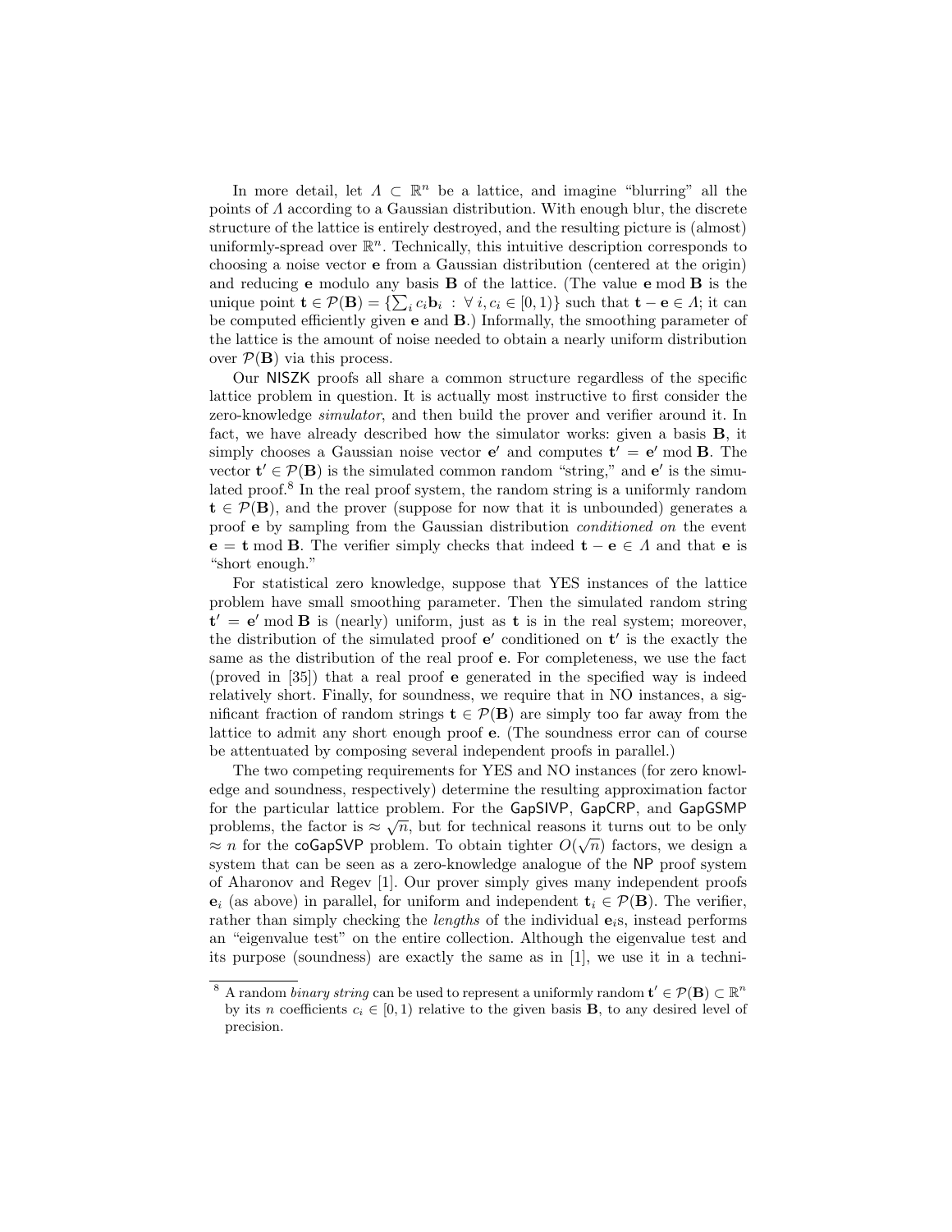In more detail, let $\Lambda \subset \mathbb{R}^n$ be a lattice, and imagine "blurring" all the points of $\Lambda$ according to a Gaussian distribution. With enough blur, the discrete structure of the lattice is entirely destroyed, and the resulting picture is (almost) uniformly-spread over $\mathbb{R}^n$. Technically, this intuitive description corresponds to choosing a noise vector $\mathbf{e}$ from a Gaussian distribution (centered at the origin) and reducing $\mathbf{e}$ modulo any basis $\mathbf{B}$ of the lattice. (The value $\mathbf{e} \bmod \mathbf{B}$ is the unique point $\mathbf{t} \in \mathcal{P}(\mathbf{B}) = \{\sum_i c_i \mathbf{b}_i \ : \ \forall\, i, c_i \in [0, 1)\}$ such that $\mathbf{t} - \mathbf{e} \in \Lambda$; it can be computed efficiently given $\mathbf{e}$ and $\mathbf{B}$.) Informally, the smoothing parameter of the lattice is the amount of noise needed to obtain a nearly uniform distribution over $\mathcal{P}(\mathbf{B})$ via this process.

Our NISZK proofs all share a common structure regardless of the specific lattice problem in question. It is actually most instructive to first consider the zero-knowledge *simulator*, and then build the prover and verifier around it. In fact, we have already described how the simulator works: given a basis $\mathbf{B}$, it simply chooses a Gaussian noise vector $\mathbf{e}'$ and computes $\mathbf{t}' = \mathbf{e}' \bmod \mathbf{B}$. The vector $\mathbf{t}' \in \mathcal{P}(\mathbf{B})$ is the simulated common random "string," and $\mathbf{e}'$ is the simulated proof.[8] In the real proof system, the random string is a uniformly random $\mathbf{t} \in \mathcal{P}(\mathbf{B})$, and the prover (suppose for now that it is unbounded) generates a proof $\mathbf{e}$ by sampling from the Gaussian distribution *conditioned on* the event $\mathbf{e} = \mathbf{t} \bmod \mathbf{B}$. The verifier simply checks that indeed $\mathbf{t} - \mathbf{e} \in \Lambda$ and that $\mathbf{e}$ is "short enough."

For statistical zero knowledge, suppose that YES instances of the lattice problem have small smoothing parameter. Then the simulated random string $\mathbf{t}' = \mathbf{e}' \bmod \mathbf{B}$ is (nearly) uniform, just as $\mathbf{t}$ is in the real system; moreover, the distribution of the simulated proof $\mathbf{e}'$ conditioned on $\mathbf{t}'$ is the exactly the same as the distribution of the real proof $\mathbf{e}$. For completeness, we use the fact (proved in [35]) that a real proof $\mathbf{e}$ generated in the specified way is indeed relatively short. Finally, for soundness, we require that in NO instances, a significant fraction of random strings $\mathbf{t} \in \mathcal{P}(\mathbf{B})$ are simply too far away from the lattice to admit any short enough proof $\mathbf{e}$. (The soundness error can of course be attentuated by composing several independent proofs in parallel.)

The two competing requirements for YES and NO instances (for zero knowledge and soundness, respectively) determine the resulting approximation factor for the particular lattice problem. For the GapSIVP, GapCRP, and GapGSMP problems, the factor is $\approx \sqrt{n}$, but for technical reasons it turns out to be only $\approx n$ for the coGapSVP problem. To obtain tighter $O(\sqrt{n})$ factors, we design a system that can be seen as a zero-knowledge analogue of the NP proof system of Aharonov and Regev [1]. Our prover simply gives many independent proofs $\mathbf{e}_i$ (as above) in parallel, for uniform and independent $\mathbf{t}_i \in \mathcal{P}(\mathbf{B})$. The verifier, rather than simply checking the *lengths* of the individual $\mathbf{e}_i$s, instead performs an "eigenvalue test" on the entire collection. Although the eigenvalue test and its purpose (soundness) are exactly the same as in [1], we use it in a techni-

[8] A random *binary string* can be used to represent a uniformly random $\mathbf{t}' \in \mathcal{P}(\mathbf{B}) \subset \mathbb{R}^n$ by its $n$ coefficients $c_i \in [0, 1)$ relative to the given basis $\mathbf{B}$, to any desired level of precision.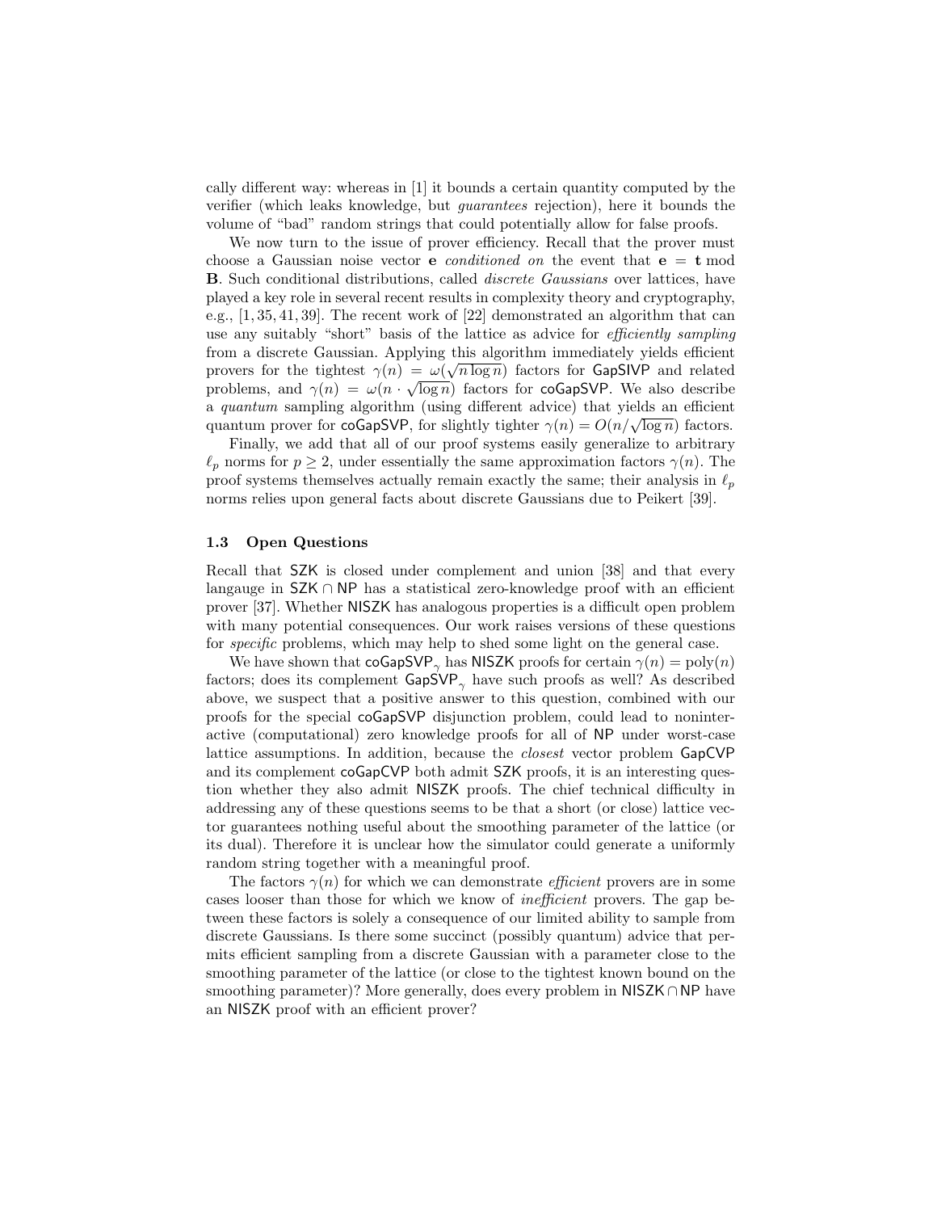cally different way: whereas in [1] it bounds a certain quantity computed by the verifier (which leaks knowledge, but *guarantees* rejection), here it bounds the volume of "bad" random strings that could potentially allow for false proofs.

We now turn to the issue of prover efficiency. Recall that the prover must choose a Gaussian noise vector $\mathbf{e}$ *conditioned on* the event that $\mathbf{e} = \mathbf{t} \bmod \mathbf{B}$. Such conditional distributions, called *discrete Gaussians* over lattices, have played a key role in several recent results in complexity theory and cryptography, e.g., [1, 35, 41, 39]. The recent work of [22] demonstrated an algorithm that can use any suitably "short" basis of the lattice as advice for *efficiently sampling* from a discrete Gaussian. Applying this algorithm immediately yields efficient provers for the tightest $\gamma(n) = \omega(\sqrt{n \log n})$ factors for $\mathsf{GapSIVP}$ and related problems, and $\gamma(n) = \omega(n \cdot \sqrt{\log n})$ factors for $\mathsf{coGapSVP}$. We also describe a *quantum* sampling algorithm (using different advice) that yields an efficient quantum prover for $\mathsf{coGapSVP}$, for slightly tighter $\gamma(n) = O(n/\sqrt{\log n})$ factors.

Finally, we add that all of our proof systems easily generalize to arbitrary $\ell_p$ norms for $p \geq 2$, under essentially the same approximation factors $\gamma(n)$. The proof systems themselves actually remain exactly the same; their analysis in $\ell_p$ norms relies upon general facts about discrete Gaussians due to Peikert [39].

### 1.3 Open Questions

Recall that $\mathsf{SZK}$ is closed under complement and union [38] and that every langauge in $\mathsf{SZK} \cap \mathsf{NP}$ has a statistical zero-knowledge proof with an efficient prover [37]. Whether $\mathsf{NISZK}$ has analogous properties is a difficult open problem with many potential consequences. Our work raises versions of these questions for *specific* problems, which may help to shed some light on the general case.

We have shown that $\mathsf{coGapSVP}_\gamma$ has $\mathsf{NISZK}$ proofs for certain $\gamma(n) = \mathrm{poly}(n)$ factors; does its complement $\mathsf{GapSVP}_\gamma$ have such proofs as well? As described above, we suspect that a positive answer to this question, combined with our proofs for the special $\mathsf{coGapSVP}$ disjunction problem, could lead to noninteractive (computational) zero knowledge proofs for all of $\mathsf{NP}$ under worst-case lattice assumptions. In addition, because the *closest* vector problem $\mathsf{GapCVP}$ and its complement $\mathsf{coGapCVP}$ both admit $\mathsf{SZK}$ proofs, it is an interesting question whether they also admit $\mathsf{NISZK}$ proofs. The chief technical difficulty in addressing any of these questions seems to be that a short (or close) lattice vector guarantees nothing useful about the smoothing parameter of the lattice (or its dual). Therefore it is unclear how the simulator could generate a uniformly random string together with a meaningful proof.

The factors $\gamma(n)$ for which we can demonstrate *efficient* provers are in some cases looser than those for which we know of *inefficient* provers. The gap between these factors is solely a consequence of our limited ability to sample from discrete Gaussians. Is there some succinct (possibly quantum) advice that permits efficient sampling from a discrete Gaussian with a parameter close to the smoothing parameter of the lattice (or close to the tightest known bound on the smoothing parameter)? More generally, does every problem in $\mathsf{NISZK} \cap \mathsf{NP}$ have an $\mathsf{NISZK}$ proof with an efficient prover?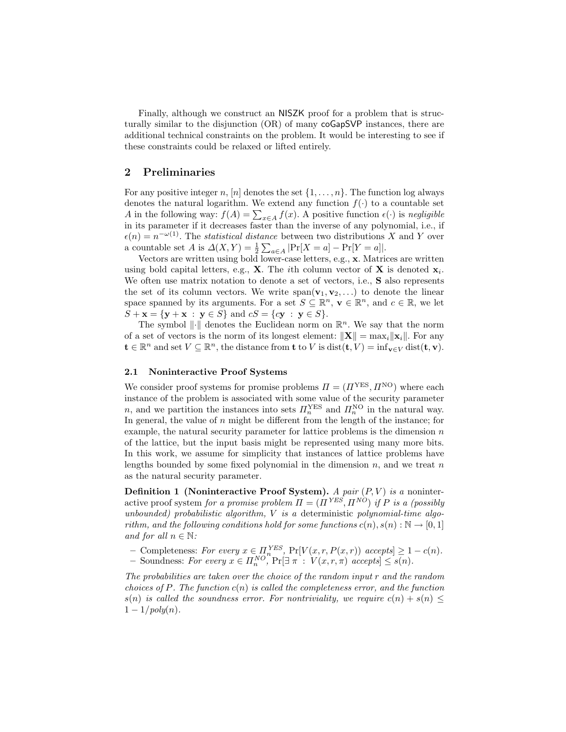Finally, although we construct an NISZK proof for a problem that is structurally similar to the disjunction (OR) of many coGapSVP instances, there are additional technical constraints on the problem. It would be interesting to see if these constraints could be relaxed or lifted entirely.

## 2 Preliminaries

For any positive integer $n$, $[n]$ denotes the set $\{1, \ldots, n\}$. The function log always denotes the natural logarithm. We extend any function $f(\cdot)$ to a countable set $A$ in the following way: $f(A) = \sum_{x \in A} f(x)$. A positive function $\epsilon(\cdot)$ is *negligible* in its parameter if it decreases faster than the inverse of any polynomial, i.e., if $\epsilon(n) = n^{-\omega(1)}$. The *statistical distance* between two distributions $X$ and $Y$ over a countable set $A$ is $\Delta(X, Y) = \frac{1}{2} \sum_{a \in A} |\Pr[X = a] - \Pr[Y = a]|$.

Vectors are written using bold lower-case letters, e.g., $\mathbf{x}$. Matrices are written using bold capital letters, e.g., $\mathbf{X}$. The $i$th column vector of $\mathbf{X}$ is denoted $\mathbf{x}_i$. We often use matrix notation to denote a set of vectors, i.e., $\mathbf{S}$ also represents the set of its column vectors. We write $\text{span}(\mathbf{v}_1, \mathbf{v}_2, \ldots)$ to denote the linear space spanned by its arguments. For a set $S \subseteq \mathbb{R}^n$, $\mathbf{v} \in \mathbb{R}^n$, and $c \in \mathbb{R}$, we let $S + \mathbf{x} = \{\mathbf{y} + \mathbf{x} \;:\; \mathbf{y} \in S\}$ and $cS = \{c\mathbf{y} \;:\; \mathbf{y} \in S\}$.

The symbol $\|\cdot\|$ denotes the Euclidean norm on $\mathbb{R}^n$. We say that the norm of a set of vectors is the norm of its longest element: $\|\mathbf{X}\| = \max_i \|\mathbf{x}_i\|$. For any $\mathbf{t} \in \mathbb{R}^n$ and set $V \subseteq \mathbb{R}^n$, the distance from $\mathbf{t}$ to $V$ is $\text{dist}(\mathbf{t}, V) = \inf_{\mathbf{v} \in V} \text{dist}(\mathbf{t}, \mathbf{v})$.

### 2.1 Noninteractive Proof Systems

We consider proof systems for promise problems $\Pi = (\Pi^{\text{YES}}, \Pi^{\text{NO}})$ where each instance of the problem is associated with some value of the security parameter $n$, and we partition the instances into sets $\Pi_n^{\text{YES}}$ and $\Pi_n^{\text{NO}}$ in the natural way. In general, the value of $n$ might be different from the length of the instance; for example, the natural security parameter for lattice problems is the dimension $n$ of the lattice, but the input basis might be represented using many more bits. In this work, we assume for simplicity that instances of lattice problems have lengths bounded by some fixed polynomial in the dimension $n$, and we treat $n$ as the natural security parameter.

**Definition 1 (Noninteractive Proof System).** *A pair $(P, V)$ is a* noninteractive proof system *for a promise problem $\Pi = (\Pi^{YES}, \Pi^{NO})$ if $P$ is a (possibly unbounded) probabilistic algorithm, $V$ is a* deterministic *polynomial-time algorithm, and the following conditions hold for some functions $c(n), s(n) : \mathbb{N} \to [0, 1]$ and for all $n \in \mathbb{N}$:*

- Completeness: *For every $x \in \Pi_n^{YES}$, $\Pr[V(x, r, P(x, r))$ accepts$] \geq 1 - c(n)$.*
- Soundness: *For every $x \in \Pi_n^{NO}$, $\Pr[\exists\, \pi \;:\; V(x, r, \pi)$ accepts$] \leq s(n)$.*

*The probabilities are taken over the choice of the random input $r$ and the random choices of $P$. The function $c(n)$ is called the completeness error, and the function $s(n)$ is called the soundness error. For nontriviality, we require $c(n) + s(n) \leq 1 - 1/poly(n)$.*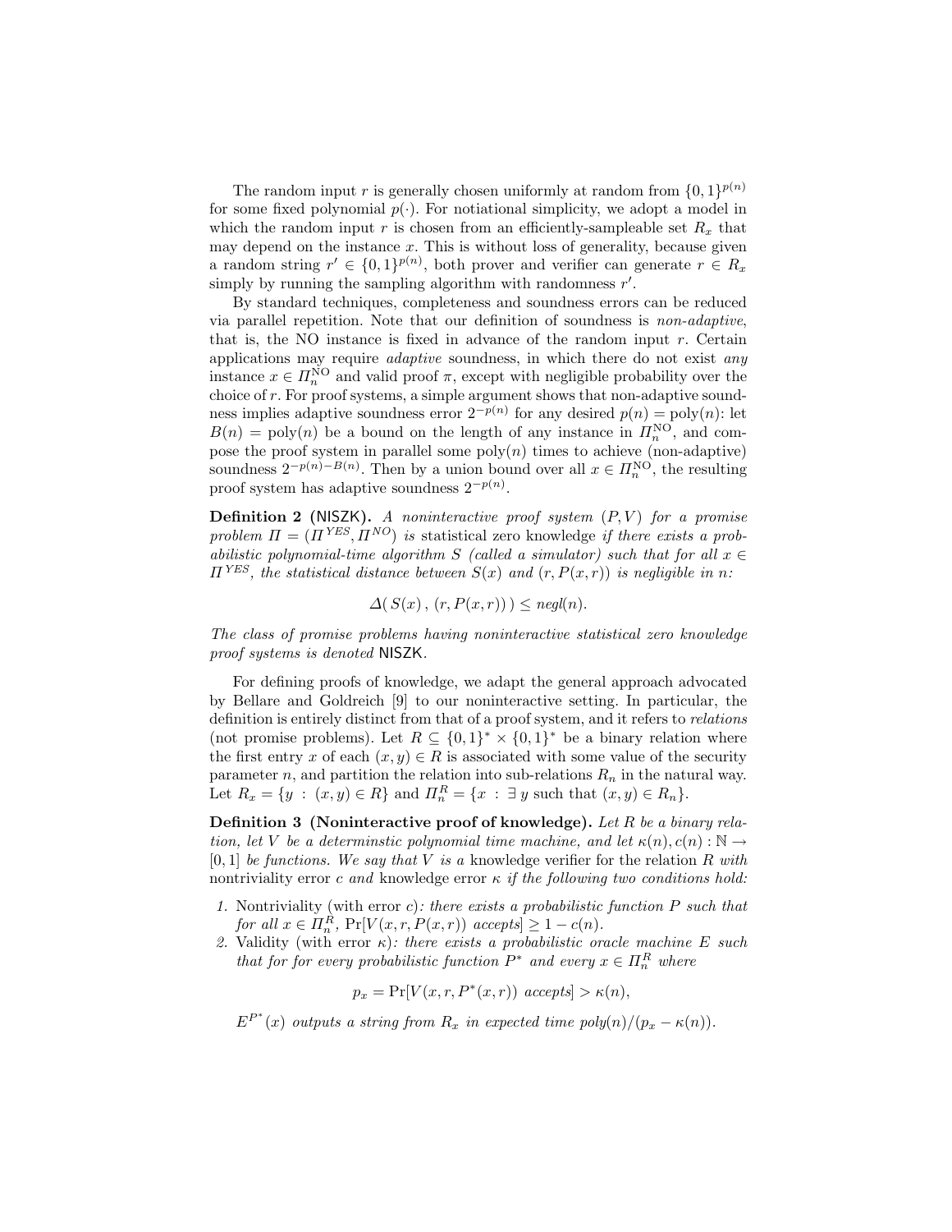The random input $r$ is generally chosen uniformly at random from $\{0,1\}^{p(n)}$ for some fixed polynomial $p(\cdot)$. For notiational simplicity, we adopt a model in which the random input $r$ is chosen from an efficiently-sampleable set $R_x$ that may depend on the instance $x$. This is without loss of generality, because given a random string $r' \in \{0,1\}^{p(n)}$, both prover and verifier can generate $r \in R_x$ simply by running the sampling algorithm with randomness $r'$.

By standard techniques, completeness and soundness errors can be reduced via parallel repetition. Note that our definition of soundness is *non-adaptive*, that is, the NO instance is fixed in advance of the random input $r$. Certain applications may require *adaptive* soundness, in which there do not exist *any* instance $x \in \Pi_n^{\text{NO}}$ and valid proof $\pi$, except with negligible probability over the choice of $r$. For proof systems, a simple argument shows that non-adaptive soundness implies adaptive soundness error $2^{-p(n)}$ for any desired $p(n) = \text{poly}(n)$: let $B(n) = \text{poly}(n)$ be a bound on the length of any instance in $\Pi_n^{\text{NO}}$, and compose the proof system in parallel some $\text{poly}(n)$ times to achieve (non-adaptive) soundness $2^{-p(n)-B(n)}$. Then by a union bound over all $x \in \Pi_n^{\text{NO}}$, the resulting proof system has adaptive soundness $2^{-p(n)}$.

**Definition 2 (NISZK).** *A noninteractive proof system $(P, V)$ for a promise problem $\Pi = (\Pi^{YES}, \Pi^{NO})$ is* statistical zero knowledge *if there exists a probabilistic polynomial-time algorithm $S$ (called a simulator) such that for all $x \in \Pi^{YES}$, the statistical distance between $S(x)$ and $(r, P(x,r))$ is negligible in $n$:*

$$\Delta(\, S(x)\,,\, (r, P(x,r))\,) \leq \textit{negl}(n).$$

*The class of promise problems having noninteractive statistical zero knowledge proof systems is denoted* NISZK.

For defining proofs of knowledge, we adapt the general approach advocated by Bellare and Goldreich [9] to our noninteractive setting. In particular, the definition is entirely distinct from that of a proof system, and it refers to *relations* (not promise problems). Let $R \subseteq \{0,1\}^* \times \{0,1\}^*$ be a binary relation where the first entry $x$ of each $(x, y) \in R$ is associated with some value of the security parameter $n$, and partition the relation into sub-relations $R_n$ in the natural way. Let $R_x = \{y \,:\, (x,y) \in R\}$ and $\Pi_n^R = \{x \,:\, \exists\, y \text{ such that } (x,y) \in R_n\}$.

**Definition 3 (Noninteractive proof of knowledge).** *Let $R$ be a binary relation, let $V$ be a determinstic polynomial time machine, and let $\kappa(n), c(n) : \mathbb{N} \to [0,1]$ be functions. We say that $V$ is a* knowledge verifier *for the relation $R$ with* nontriviality error $c$ *and* knowledge error $\kappa$ *if the following two conditions hold:*

1. Nontriviality (with error $c$)*: there exists a probabilistic function $P$ such that for all $x \in \Pi_n^R$, $\Pr[V(x, r, P(x,r))$ accepts$] \geq 1 - c(n)$.*
2. Validity (with error $\kappa$)*: there exists a probabilistic oracle machine $E$ such that for for every probabilistic function $P^*$ and every $x \in \Pi_n^R$ where*

$$p_x = \Pr[V(x, r, P^*(x,r)) \text{ accepts}] > \kappa(n),$$

$E^{P^*}(x)$ *outputs a string from $R_x$ in expected time $\text{poly}(n)/(p_x - \kappa(n))$.*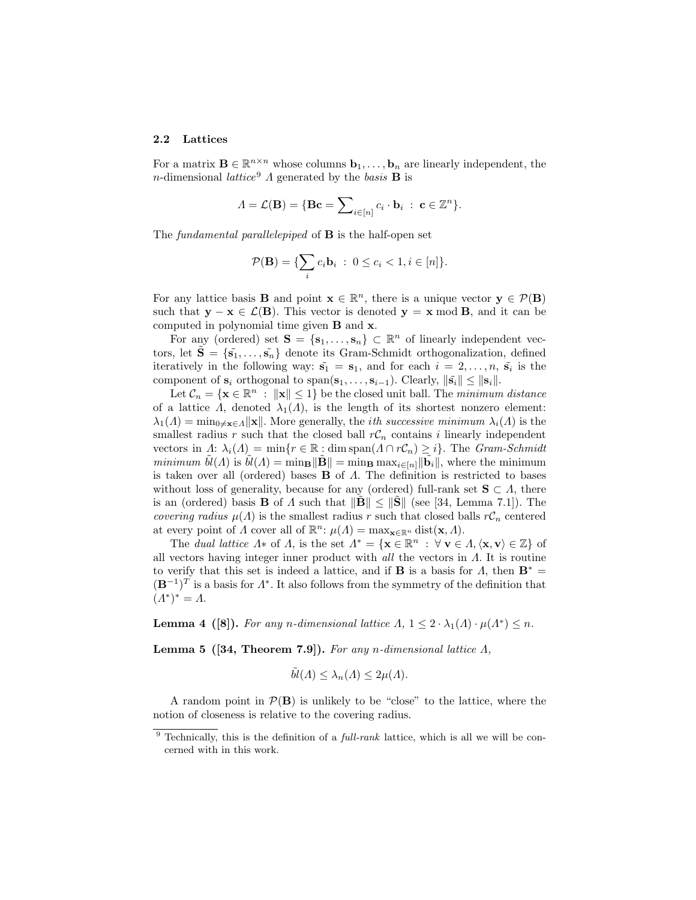### 2.2 Lattices

For a matrix $\mathbf{B} \in \mathbb{R}^{n \times n}$ whose columns $\mathbf{b}_1, \ldots, \mathbf{b}_n$ are linearly independent, the $n$-dimensional *lattice*[9] $\Lambda$ generated by the *basis* $\mathbf{B}$ is

$$\Lambda = \mathcal{L}(\mathbf{B}) = \{\mathbf{Bc} = \sum\nolimits_{i \in [n]} c_i \cdot \mathbf{b}_i \ : \ \mathbf{c} \in \mathbb{Z}^n\}.$$

The *fundamental parallelepiped* of $\mathbf{B}$ is the half-open set

$$\mathcal{P}(\mathbf{B}) = \{\sum_i c_i \mathbf{b}_i \ : \ 0 \leq c_i < 1, i \in [n]\}.$$

For any lattice basis $\mathbf{B}$ and point $\mathbf{x} \in \mathbb{R}^n$, there is a unique vector $\mathbf{y} \in \mathcal{P}(\mathbf{B})$ such that $\mathbf{y} - \mathbf{x} \in \mathcal{L}(\mathbf{B})$. This vector is denoted $\mathbf{y} = \mathbf{x} \bmod \mathbf{B}$, and it can be computed in polynomial time given $\mathbf{B}$ and $\mathbf{x}$.

For any (ordered) set $\mathbf{S} = \{\mathbf{s}_1, \ldots, \mathbf{s}_n\} \subset \mathbb{R}^n$ of linearly independent vectors, let $\tilde{\mathbf{S}} = \{\tilde{\mathbf{s}_1}, \ldots, \tilde{\mathbf{s}_n}\}$ denote its Gram-Schmidt orthogonalization, defined iteratively in the following way: $\tilde{\mathbf{s}_1} = \mathbf{s}_1$, and for each $i = 2, \ldots, n$, $\tilde{\mathbf{s}_i}$ is the component of $\mathbf{s}_i$ orthogonal to $\operatorname{span}(\mathbf{s}_1, \ldots, \mathbf{s}_{i-1})$. Clearly, $\|\tilde{\mathbf{s}_i}\| \leq \|\mathbf{s}_i\|$.

Let $\mathcal{C}_n = \{\mathbf{x} \in \mathbb{R}^n \ : \ \|\mathbf{x}\| \leq 1\}$ be the closed unit ball. The *minimum distance* of a lattice $\Lambda$, denoted $\lambda_1(\Lambda)$, is the length of its shortest nonzero element: $\lambda_1(\Lambda) = \min_{0 \neq \mathbf{x} \in \Lambda} \|\mathbf{x}\|$. More generally, the *ith successive minimum* $\lambda_i(\Lambda)$ is the smallest radius $r$ such that the closed ball $r\mathcal{C}_n$ contains $i$ linearly independent vectors in $\Lambda$: $\lambda_i(\Lambda) = \min\{r \in \mathbb{R} : \dim \operatorname{span}(\Lambda \cap r\mathcal{C}_n) \geq i\}$. The *Gram-Schmidt minimum* $\tilde{bl}(\Lambda)$ is $\tilde{bl}(\Lambda) = \min_{\mathbf{B}} \|\tilde{\mathbf{B}}\| = \min_{\mathbf{B}} \max_{i \in [n]} \|\tilde{\mathbf{b}}_i\|$, where the minimum is taken over all (ordered) bases $\mathbf{B}$ of $\Lambda$. The definition is restricted to bases without loss of generality, because for any (ordered) full-rank set $\mathbf{S} \subset \Lambda$, there is an (ordered) basis $\mathbf{B}$ of $\Lambda$ such that $\|\tilde{\mathbf{B}}\| \leq \|\tilde{\mathbf{S}}\|$ (see [34, Lemma 7.1]). The *covering radius* $\mu(\Lambda)$ is the smallest radius $r$ such that closed balls $r\mathcal{C}_n$ centered at every point of $\Lambda$ cover all of $\mathbb{R}^n$: $\mu(\Lambda) = \max_{\mathbf{x} \in \mathbb{R}^n} \operatorname{dist}(\mathbf{x}, \Lambda)$.

The *dual lattice* $\Lambda*$ of $\Lambda$, is the set $\Lambda^* = \{\mathbf{x} \in \mathbb{R}^n \ : \ \forall \ \mathbf{v} \in \Lambda, \langle \mathbf{x}, \mathbf{v} \rangle \in \mathbb{Z}\}$ of all vectors having integer inner product with *all* the vectors in $\Lambda$. It is routine to verify that this set is indeed a lattice, and if $\mathbf{B}$ is a basis for $\Lambda$, then $\mathbf{B}^* = (\mathbf{B}^{-1})^T$ is a basis for $\Lambda^*$. It also follows from the symmetry of the definition that $(\Lambda^*)^* = \Lambda$.

**Lemma 4 ([8]).** *For any $n$-dimensional lattice $\Lambda$, $1 \leq 2 \cdot \lambda_1(\Lambda) \cdot \mu(\Lambda^*) \leq n$.*

**Lemma 5 ([34, Theorem 7.9]).** *For any $n$-dimensional lattice $\Lambda$,*

$$\tilde{bl}(\Lambda) \leq \lambda_n(\Lambda) \leq 2\mu(\Lambda).$$

A random point in $\mathcal{P}(\mathbf{B})$ is unlikely to be "close" to the lattice, where the notion of closeness is relative to the covering radius.

[9] Technically, this is the definition of a *full-rank* lattice, which is all we will be concerned with in this work.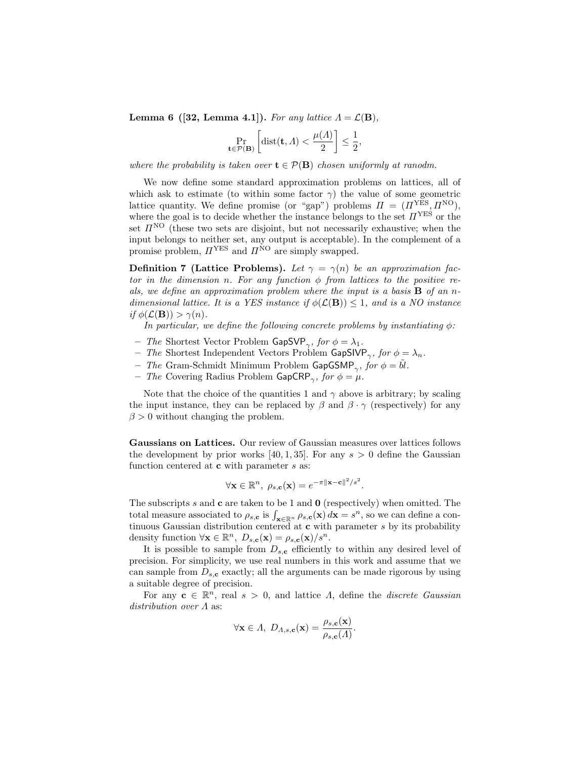**Lemma 6 ([32, Lemma 4.1]).** *For any lattice $\Lambda = \mathcal{L}(\mathbf{B})$,*

$$\Pr_{\mathbf{t} \in \mathcal{P}(\mathbf{B})} \left[ \text{dist}(\mathbf{t}, \Lambda) < \frac{\mu(\Lambda)}{2} \right] \leq \frac{1}{2},$$

*where the probability is taken over $\mathbf{t} \in \mathcal{P}(\mathbf{B})$ chosen uniformly at ranodm.*

We now define some standard approximation problems on lattices, all of which ask to estimate (to within some factor $\gamma$) the value of some geometric lattice quantity. We define promise (or "gap") problems $\Pi = (\Pi^{\text{YES}}, \Pi^{\text{NO}})$, where the goal is to decide whether the instance belongs to the set $\Pi^{\text{YES}}$ or the set $\Pi^{\text{NO}}$ (these two sets are disjoint, but not necessarily exhaustive; when the input belongs to neither set, any output is acceptable). In the complement of a promise problem, $\Pi^{\text{YES}}$ and $\Pi^{\text{NO}}$ are simply swapped.

**Definition 7 (Lattice Problems).** *Let $\gamma = \gamma(n)$ be an approximation factor in the dimension $n$. For any function $\phi$ from lattices to the positive reals, we define an approximation problem where the input is a basis $\mathbf{B}$ of an $n$-dimensional lattice. It is a YES instance if $\phi(\mathcal{L}(\mathbf{B})) \leq 1$, and is a NO instance if $\phi(\mathcal{L}(\mathbf{B})) > \gamma(n)$.*

*In particular, we define the following concrete problems by instantiating $\phi$:*

- *The* Shortest Vector Problem $\mathsf{GapSVP}_\gamma$*, for $\phi = \lambda_1$.*
- *The* Shortest Independent Vectors Problem $\mathsf{GapSIVP}_\gamma$*, for $\phi = \lambda_n$.*
- *The* Gram-Schmidt Minimum Problem $\mathsf{GapGSMP}_\gamma$*, for $\phi = \tilde{bl}$.*
- *The* Covering Radius Problem $\mathsf{GapCRP}_\gamma$*, for $\phi = \mu$.*

Note that the choice of the quantities 1 and $\gamma$ above is arbitrary; by scaling the input instance, they can be replaced by $\beta$ and $\beta \cdot \gamma$ (respectively) for any $\beta > 0$ without changing the problem.

**Gaussians on Lattices.** Our review of Gaussian measures over lattices follows the development by prior works [40, 1, 35]. For any $s > 0$ define the Gaussian function centered at $\mathbf{c}$ with parameter $s$ as:

$$\forall \mathbf{x} \in \mathbb{R}^n, \; \rho_{s,\mathbf{c}}(\mathbf{x}) = e^{-\pi \|\mathbf{x} - \mathbf{c}\|^2 / s^2}.$$

The subscripts $s$ and $\mathbf{c}$ are taken to be 1 and $\mathbf{0}$ (respectively) when omitted. The total measure associated to $\rho_{s,\mathbf{c}}$ is $\int_{\mathbf{x} \in \mathbb{R}^n} \rho_{s,\mathbf{c}}(\mathbf{x}) \, d\mathbf{x} = s^n$, so we can define a continuous Gaussian distribution centered at $\mathbf{c}$ with parameter $s$ by its probability density function $\forall \mathbf{x} \in \mathbb{R}^n, \; D_{s,\mathbf{c}}(\mathbf{x}) = \rho_{s,\mathbf{c}}(\mathbf{x}) / s^n$.

It is possible to sample from $D_{s,\mathbf{c}}$ efficiently to within any desired level of precision. For simplicity, we use real numbers in this work and assume that we can sample from $D_{s,\mathbf{c}}$ exactly; all the arguments can be made rigorous by using a suitable degree of precision.

For any $\mathbf{c} \in \mathbb{R}^n$, real $s > 0$, and lattice $\Lambda$, define the *discrete Gaussian distribution over $\Lambda$* as:

$$\forall \mathbf{x} \in \Lambda, \; D_{\Lambda,s,\mathbf{c}}(\mathbf{x}) = \frac{\rho_{s,\mathbf{c}}(\mathbf{x})}{\rho_{s,\mathbf{c}}(\Lambda)}.$$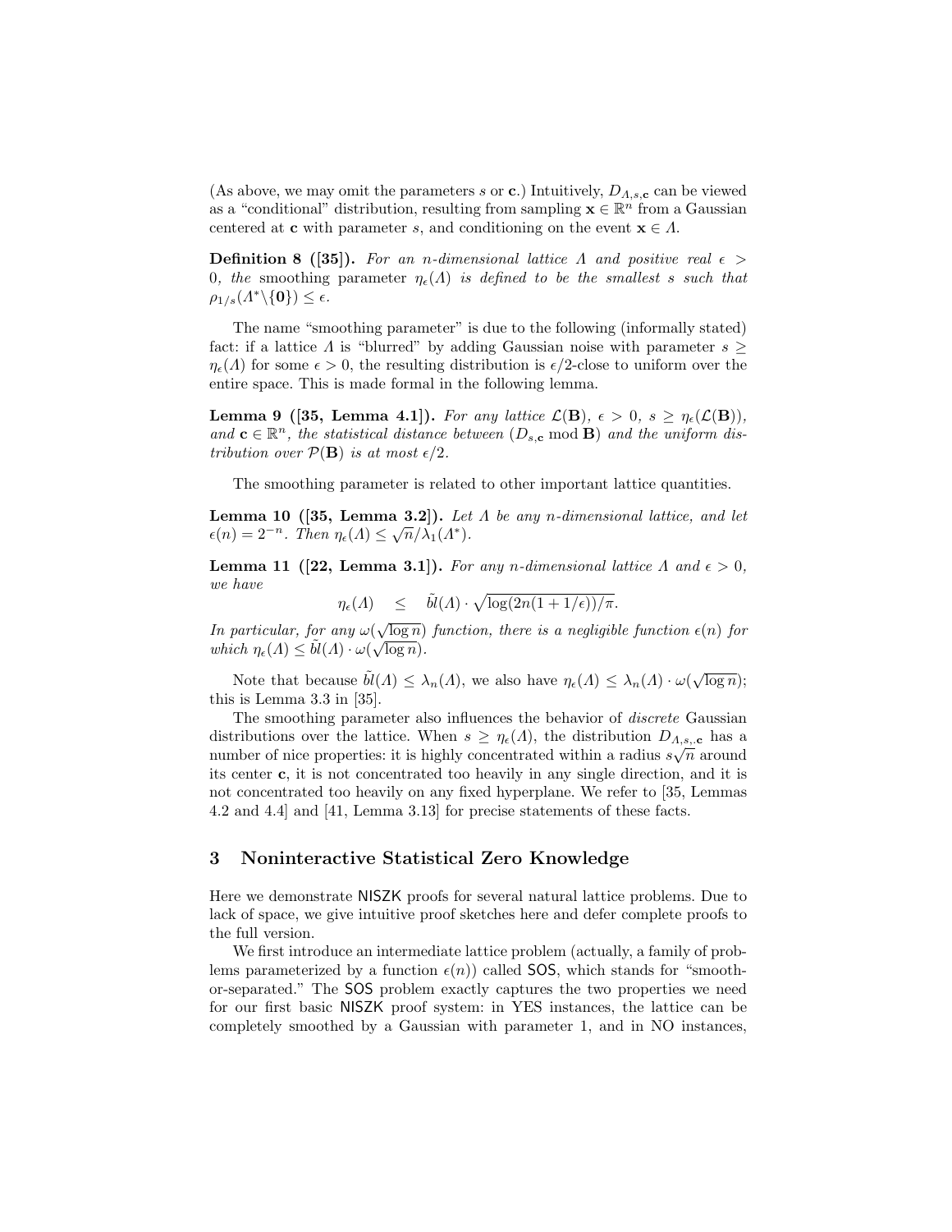(As above, we may omit the parameters $s$ or $\mathbf{c}$.) Intuitively, $D_{\Lambda,s,\mathbf{c}}$ can be viewed as a "conditional" distribution, resulting from sampling $\mathbf{x} \in \mathbb{R}^n$ from a Gaussian centered at $\mathbf{c}$ with parameter $s$, and conditioning on the event $\mathbf{x} \in \Lambda$.

**Definition 8 ([35]).** *For an $n$-dimensional lattice $\Lambda$ and positive real $\epsilon > 0$, the* smoothing parameter *$\eta_\epsilon(\Lambda)$ is defined to be the smallest $s$ such that $\rho_{1/s}(\Lambda^* \backslash \{\mathbf{0}\}) \leq \epsilon$.*

The name "smoothing parameter" is due to the following (informally stated) fact: if a lattice $\Lambda$ is "blurred" by adding Gaussian noise with parameter $s \geq \eta_\epsilon(\Lambda)$ for some $\epsilon > 0$, the resulting distribution is $\epsilon/2$-close to uniform over the entire space. This is made formal in the following lemma.

**Lemma 9 ([35, Lemma 4.1]).** *For any lattice $\mathcal{L}(\mathbf{B})$, $\epsilon > 0$, $s \geq \eta_\epsilon(\mathcal{L}(\mathbf{B}))$, and $\mathbf{c} \in \mathbb{R}^n$, the statistical distance between $(D_{s,\mathbf{c}} \bmod \mathbf{B})$ and the uniform distribution over $\mathcal{P}(\mathbf{B})$ is at most $\epsilon/2$.*

The smoothing parameter is related to other important lattice quantities.

**Lemma 10 ([35, Lemma 3.2]).** *Let $\Lambda$ be any $n$-dimensional lattice, and let $\epsilon(n) = 2^{-n}$. Then $\eta_\epsilon(\Lambda) \leq \sqrt{n}/\lambda_1(\Lambda^*)$.*

**Lemma 11 ([22, Lemma 3.1]).** *For any $n$-dimensional lattice $\Lambda$ and $\epsilon > 0$, we have*

$$\eta_\epsilon(\Lambda) \quad \leq \quad \tilde{bl}(\Lambda) \cdot \sqrt{\log(2n(1+1/\epsilon))/\pi}.$$

*In particular, for any $\omega(\sqrt{\log n})$ function, there is a negligible function $\epsilon(n)$ for which $\eta_\epsilon(\Lambda) \leq \tilde{bl}(\Lambda) \cdot \omega(\sqrt{\log n})$.*

Note that because $\tilde{bl}(\Lambda) \leq \lambda_n(\Lambda)$, we also have $\eta_\epsilon(\Lambda) \leq \lambda_n(\Lambda) \cdot \omega(\sqrt{\log n})$; this is Lemma 3.3 in [35].

The smoothing parameter also influences the behavior of *discrete* Gaussian distributions over the lattice. When $s \geq \eta_\epsilon(\Lambda)$, the distribution $D_{\Lambda,s,\mathbf{c}}$ has a number of nice properties: it is highly concentrated within a radius $s\sqrt{n}$ around its center $\mathbf{c}$, it is not concentrated too heavily in any single direction, and it is not concentrated too heavily on any fixed hyperplane. We refer to [35, Lemmas 4.2 and 4.4] and [41, Lemma 3.13] for precise statements of these facts.

## 3 Noninteractive Statistical Zero Knowledge

Here we demonstrate NISZK proofs for several natural lattice problems. Due to lack of space, we give intuitive proof sketches here and defer complete proofs to the full version.

We first introduce an intermediate lattice problem (actually, a family of problems parameterized by a function $\epsilon(n)$) called SOS, which stands for "smooth-or-separated." The SOS problem exactly captures the two properties we need for our first basic NISZK proof system: in YES instances, the lattice can be completely smoothed by a Gaussian with parameter 1, and in NO instances,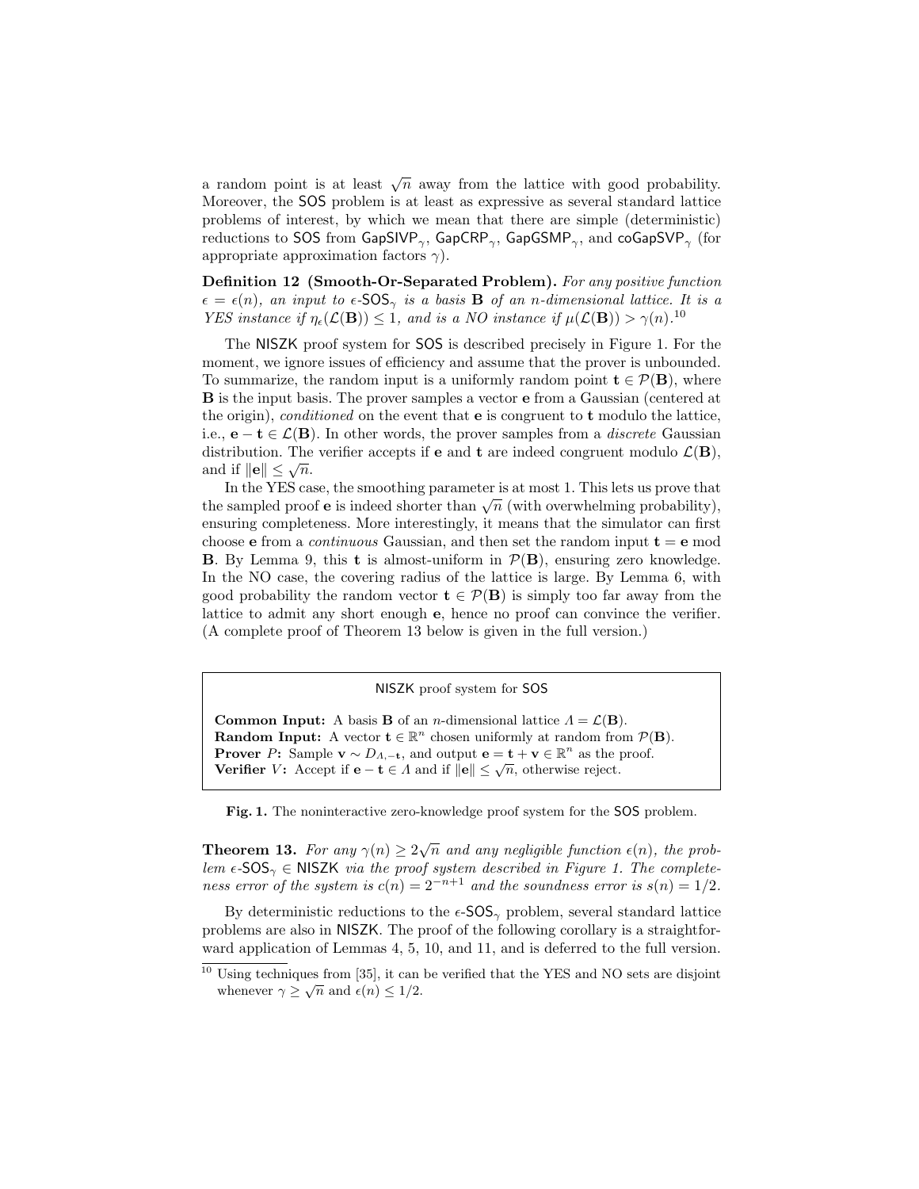a random point is at least $\sqrt{n}$ away from the lattice with good probability. Moreover, the SOS problem is at least as expressive as several standard lattice problems of interest, by which we mean that there are simple (deterministic) reductions to SOS from $\mathsf{GapSIVP}_\gamma$, $\mathsf{GapCRP}_\gamma$, $\mathsf{GapGSMP}_\gamma$, and $\mathsf{coGapSVP}_\gamma$ (for appropriate approximation factors $\gamma$).

**Definition 12 (Smooth-Or-Separated Problem).** *For any positive function $\epsilon = \epsilon(n)$, an input to $\epsilon$-$\mathsf{SOS}_\gamma$ is a basis $\mathbf{B}$ of an $n$-dimensional lattice. It is a YES instance if $\eta_\epsilon(\mathcal{L}(\mathbf{B})) \leq 1$, and is a NO instance if $\mu(\mathcal{L}(\mathbf{B})) > \gamma(n)$.*[10]

The NISZK proof system for SOS is described precisely in Figure 1. For the moment, we ignore issues of efficiency and assume that the prover is unbounded. To summarize, the random input is a uniformly random point $\mathbf{t} \in \mathcal{P}(\mathbf{B})$, where $\mathbf{B}$ is the input basis. The prover samples a vector $\mathbf{e}$ from a Gaussian (centered at the origin), *conditioned* on the event that $\mathbf{e}$ is congruent to $\mathbf{t}$ modulo the lattice, i.e., $\mathbf{e} - \mathbf{t} \in \mathcal{L}(\mathbf{B})$. In other words, the prover samples from a *discrete* Gaussian distribution. The verifier accepts if $\mathbf{e}$ and $\mathbf{t}$ are indeed congruent modulo $\mathcal{L}(\mathbf{B})$, and if $\|\mathbf{e}\| \leq \sqrt{n}$.

In the YES case, the smoothing parameter is at most 1. This lets us prove that the sampled proof $\mathbf{e}$ is indeed shorter than $\sqrt{n}$ (with overwhelming probability), ensuring completeness. More interestingly, it means that the simulator can first choose $\mathbf{e}$ from a *continuous* Gaussian, and then set the random input $\mathbf{t} = \mathbf{e} \bmod \mathbf{B}$. By Lemma 9, this $\mathbf{t}$ is almost-uniform in $\mathcal{P}(\mathbf{B})$, ensuring zero knowledge. In the NO case, the covering radius of the lattice is large. By Lemma 6, with good probability the random vector $\mathbf{t} \in \mathcal{P}(\mathbf{B})$ is simply too far away from the lattice to admit any short enough $\mathbf{e}$, hence no proof can convince the verifier. (A complete proof of Theorem 13 below is given in the full version.)

---

NISZK proof system for SOS

**Common Input:** A basis $\mathbf{B}$ of an $n$-dimensional lattice $\Lambda = \mathcal{L}(\mathbf{B})$.
**Random Input:** A vector $\mathbf{t} \in \mathbb{R}^n$ chosen uniformly at random from $\mathcal{P}(\mathbf{B})$.
**Prover $P$:** Sample $\mathbf{v} \sim D_{\Lambda,-\mathbf{t}}$, and output $\mathbf{e} = \mathbf{t} + \mathbf{v} \in \mathbb{R}^n$ as the proof.
**Verifier $V$:** Accept if $\mathbf{e} - \mathbf{t} \in \Lambda$ and if $\|\mathbf{e}\| \leq \sqrt{n}$, otherwise reject.

---

**Fig. 1.** The noninteractive zero-knowledge proof system for the SOS problem.

**Theorem 13.** *For any $\gamma(n) \geq 2\sqrt{n}$ and any negligible function $\epsilon(n)$, the problem $\epsilon$-$\mathsf{SOS}_\gamma \in \mathsf{NISZK}$ via the proof system described in Figure 1. The completeness error of the system is $c(n) = 2^{-n+1}$ and the soundness error is $s(n) = 1/2$.*

By deterministic reductions to the $\epsilon$-$\mathsf{SOS}_\gamma$ problem, several standard lattice problems are also in NISZK. The proof of the following corollary is a straightforward application of Lemmas 4, 5, 10, and 11, and is deferred to the full version.

[10] Using techniques from [35], it can be verified that the YES and NO sets are disjoint whenever $\gamma \geq \sqrt{n}$ and $\epsilon(n) \leq 1/2$.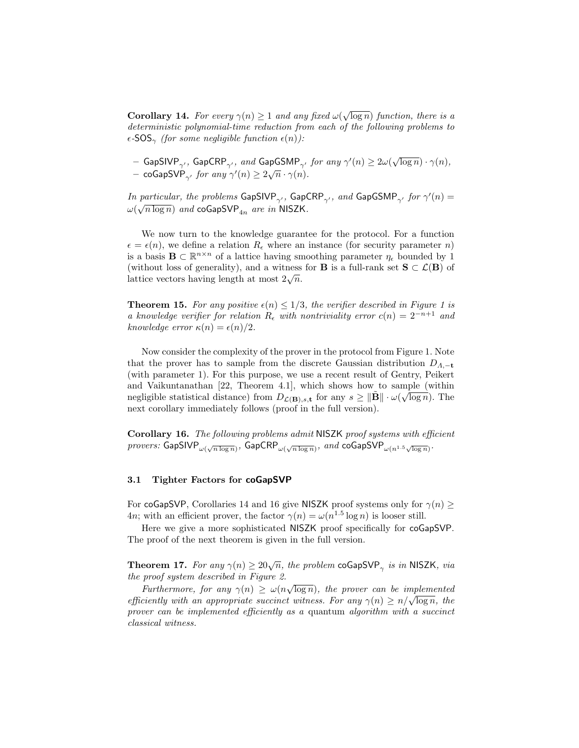**Corollary 14.** *For every $\gamma(n) \geq 1$ and any fixed $\omega(\sqrt{\log n})$ function, there is a deterministic polynomial-time reduction from each of the following problems to $\epsilon$-$\mathsf{SOS}_\gamma$ (for some negligible function $\epsilon(n)$):*

- $\mathsf{GapSIVP}_{\gamma'}$*,* $\mathsf{GapCRP}_{\gamma'}$*, and* $\mathsf{GapGSMP}_{\gamma'}$ *for any $\gamma'(n) \geq 2\omega(\sqrt{\log n}) \cdot \gamma(n)$,*
- $\mathsf{coGapSVP}_{\gamma'}$ *for any $\gamma'(n) \geq 2\sqrt{n} \cdot \gamma(n)$.*

*In particular, the problems* $\mathsf{GapSIVP}_{\gamma'}$*,* $\mathsf{GapCRP}_{\gamma'}$*, and* $\mathsf{GapGSMP}_{\gamma'}$ *for $\gamma'(n) = \omega(\sqrt{n \log n})$ and* $\mathsf{coGapSVP}_{4n}$ *are in* $\mathsf{NISZK}$*.*

We now turn to the knowledge guarantee for the protocol. For a function $\epsilon = \epsilon(n)$, we define a relation $R_\epsilon$ where an instance (for security parameter $n$) is a basis $\mathbf{B} \subset \mathbb{R}^{n \times n}$ of a lattice having smoothing parameter $\eta_\epsilon$ bounded by 1 (without loss of generality), and a witness for $\mathbf{B}$ is a full-rank set $\mathbf{S} \subset \mathcal{L}(\mathbf{B})$ of lattice vectors having length at most $2\sqrt{n}$.

**Theorem 15.** *For any positive $\epsilon(n) \leq 1/3$, the verifier described in Figure 1 is a knowledge verifier for relation $R_\epsilon$ with nontriviality error $c(n) = 2^{-n+1}$ and knowledge error $\kappa(n) = \epsilon(n)/2$.*

Now consider the complexity of the prover in the protocol from Figure 1. Note that the prover has to sample from the discrete Gaussian distribution $D_{\Lambda,-\mathbf{t}}$ (with parameter 1). For this purpose, we use a recent result of Gentry, Peikert and Vaikuntanathan [22, Theorem 4.1], which shows how to sample (within negligible statistical distance) from $D_{\mathcal{L}(\mathbf{B}),s,\mathbf{t}}$ for any $s \geq \|\tilde{\mathbf{B}}\| \cdot \omega(\sqrt{\log n})$. The next corollary immediately follows (proof in the full version).

**Corollary 16.** *The following problems admit* $\mathsf{NISZK}$ *proof systems with efficient provers:* $\mathsf{GapSIVP}_{\omega(\sqrt{n \log n})}$*,* $\mathsf{GapCRP}_{\omega(\sqrt{n \log n})}$*, and* $\mathsf{coGapSVP}_{\omega(n^{1.5}\sqrt{\log n})}$*.*

### 3.1 Tighter Factors for coGapSVP

For $\mathsf{coGapSVP}$, Corollaries 14 and 16 give $\mathsf{NISZK}$ proof systems only for $\gamma(n) \geq 4n$; with an efficient prover, the factor $\gamma(n) = \omega(n^{1.5} \log n)$ is looser still.

Here we give a more sophisticated $\mathsf{NISZK}$ proof specifically for $\mathsf{coGapSVP}$. The proof of the next theorem is given in the full version.

**Theorem 17.** *For any $\gamma(n) \geq 20\sqrt{n}$, the problem* $\mathsf{coGapSVP}_\gamma$ *is in* $\mathsf{NISZK}$*, via the proof system described in Figure 2.*

*Furthermore, for any $\gamma(n) \geq \omega(n\sqrt{\log n})$, the prover can be implemented efficiently with an appropriate succinct witness. For any $\gamma(n) \geq n/\sqrt{\log n}$, the prover can be implemented efficiently as a* quantum *algorithm with a succinct classical witness.*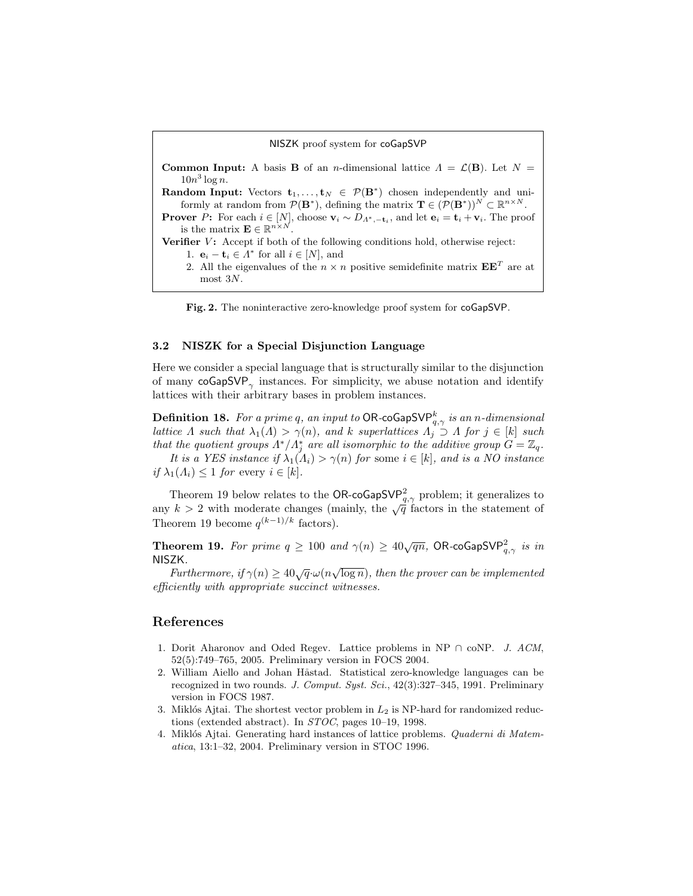NISZK proof system for coGapSVP

**Common Input:** A basis $\mathbf{B}$ of an $n$-dimensional lattice $\Lambda = \mathcal{L}(\mathbf{B})$. Let $N = 10n^3 \log n$.

**Random Input:** Vectors $\mathbf{t}_1, \ldots, \mathbf{t}_N \in \mathcal{P}(\mathbf{B}^*)$ chosen independently and uniformly at random from $\mathcal{P}(\mathbf{B}^*)$, defining the matrix $\mathbf{T} \in (\mathcal{P}(\mathbf{B}^*))^N \subset \mathbb{R}^{n \times N}$.

**Prover $P$:** For each $i \in [N]$, choose $\mathbf{v}_i \sim D_{\Lambda^*, -\mathbf{t}_i}$, and let $\mathbf{e}_i = \mathbf{t}_i + \mathbf{v}_i$. The proof is the matrix $\mathbf{E} \in \mathbb{R}^{n \times N}$.

**Verifier $V$:** Accept if both of the following conditions hold, otherwise reject:

1. $\mathbf{e}_i - \mathbf{t}_i \in \Lambda^*$ for all $i \in [N]$, and
2. All the eigenvalues of the $n \times n$ positive semidefinite matrix $\mathbf{E}\mathbf{E}^T$ are at most $3N$.

**Fig. 2.** The noninteractive zero-knowledge proof system for coGapSVP.

### 3.2 NISZK for a Special Disjunction Language

Here we consider a special language that is structurally similar to the disjunction of many $\mathsf{coGapSVP}_\gamma$ instances. For simplicity, we abuse notation and identify lattices with their arbitrary bases in problem instances.

**Definition 18.** *For a prime $q$, an input to $\mathsf{OR\text{-}coGapSVP}^k_{q,\gamma}$ is an $n$-dimensional lattice $\Lambda$ such that $\lambda_1(\Lambda) > \gamma(n)$, and $k$ superlattices $\Lambda_j \supset \Lambda$ for $j \in [k]$ such that the quotient groups $\Lambda^*/\Lambda_j^*$ are all isomorphic to the additive group $G = \mathbb{Z}_q$.*

*It is a YES instance if $\lambda_1(\Lambda_i) > \gamma(n)$ for* some *$i \in [k]$, and is a NO instance if $\lambda_1(\Lambda_i) \leq 1$ for* every *$i \in [k]$.*

Theorem 19 below relates to the $\mathsf{OR\text{-}coGapSVP}^2_{q,\gamma}$ problem; it generalizes to any $k > 2$ with moderate changes (mainly, the $\sqrt{q}$ factors in the statement of Theorem 19 become $q^{(k-1)/k}$ factors).

**Theorem 19.** *For prime $q \geq 100$ and $\gamma(n) \geq 40\sqrt{qn}$, $\mathsf{OR\text{-}coGapSVP}^2_{q,\gamma}$ is in $\mathsf{NISZK}$.*

*Furthermore, if $\gamma(n) \geq 40\sqrt{q} \cdot \omega(n\sqrt{\log n})$, then the prover can be implemented efficiently with appropriate succinct witnesses.*

## References

1. Dorit Aharonov and Oded Regev. Lattice problems in NP ∩ coNP. *J. ACM*, 52(5):749–765, 2005. Preliminary version in FOCS 2004.
2. William Aiello and Johan Håstad. Statistical zero-knowledge languages can be recognized in two rounds. *J. Comput. Syst. Sci.*, 42(3):327–345, 1991. Preliminary version in FOCS 1987.
3. Miklós Ajtai. The shortest vector problem in $L_2$ is NP-hard for randomized reductions (extended abstract). In *STOC*, pages 10–19, 1998.
4. Miklós Ajtai. Generating hard instances of lattice problems. *Quaderni di Matematica*, 13:1–32, 2004. Preliminary version in STOC 1996.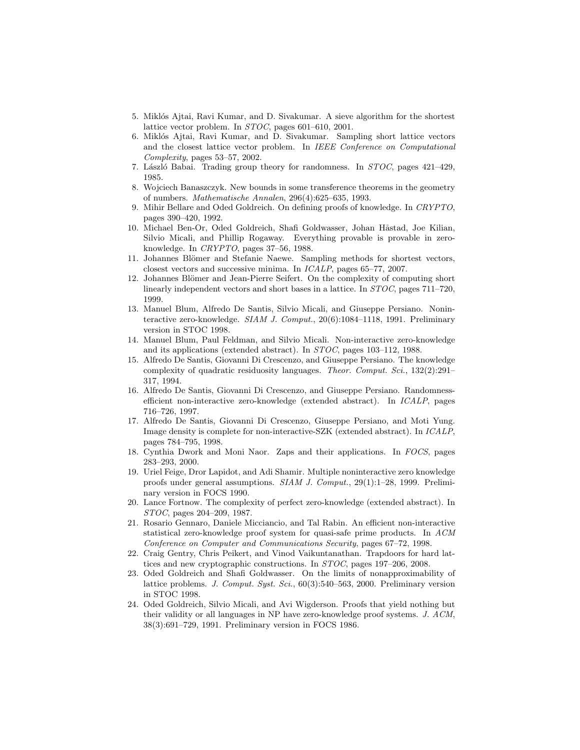5. Miklós Ajtai, Ravi Kumar, and D. Sivakumar. A sieve algorithm for the shortest lattice vector problem. In *STOC*, pages 601–610, 2001.
6. Miklós Ajtai, Ravi Kumar, and D. Sivakumar. Sampling short lattice vectors and the closest lattice vector problem. In *IEEE Conference on Computational Complexity*, pages 53–57, 2002.
7. László Babai. Trading group theory for randomness. In *STOC*, pages 421–429, 1985.
8. Wojciech Banaszczyk. New bounds in some transference theorems in the geometry of numbers. *Mathematische Annalen*, 296(4):625–635, 1993.
9. Mihir Bellare and Oded Goldreich. On defining proofs of knowledge. In *CRYPTO*, pages 390–420, 1992.
10. Michael Ben-Or, Oded Goldreich, Shafi Goldwasser, Johan Håstad, Joe Kilian, Silvio Micali, and Phillip Rogaway. Everything provable is provable in zero-knowledge. In *CRYPTO*, pages 37–56, 1988.
11. Johannes Blömer and Stefanie Naewe. Sampling methods for shortest vectors, closest vectors and successive minima. In *ICALP*, pages 65–77, 2007.
12. Johannes Blömer and Jean-Pierre Seifert. On the complexity of computing short linearly independent vectors and short bases in a lattice. In *STOC*, pages 711–720, 1999.
13. Manuel Blum, Alfredo De Santis, Silvio Micali, and Giuseppe Persiano. Noninteractive zero-knowledge. *SIAM J. Comput.*, 20(6):1084–1118, 1991. Preliminary version in STOC 1998.
14. Manuel Blum, Paul Feldman, and Silvio Micali. Non-interactive zero-knowledge and its applications (extended abstract). In *STOC*, pages 103–112, 1988.
15. Alfredo De Santis, Giovanni Di Crescenzo, and Giuseppe Persiano. The knowledge complexity of quadratic residuosity languages. *Theor. Comput. Sci.*, 132(2):291–317, 1994.
16. Alfredo De Santis, Giovanni Di Crescenzo, and Giuseppe Persiano. Randomness-efficient non-interactive zero-knowledge (extended abstract). In *ICALP*, pages 716–726, 1997.
17. Alfredo De Santis, Giovanni Di Crescenzo, Giuseppe Persiano, and Moti Yung. Image density is complete for non-interactive-SZK (extended abstract). In *ICALP*, pages 784–795, 1998.
18. Cynthia Dwork and Moni Naor. Zaps and their applications. In *FOCS*, pages 283–293, 2000.
19. Uriel Feige, Dror Lapidot, and Adi Shamir. Multiple noninteractive zero knowledge proofs under general assumptions. *SIAM J. Comput.*, 29(1):1–28, 1999. Preliminary version in FOCS 1990.
20. Lance Fortnow. The complexity of perfect zero-knowledge (extended abstract). In *STOC*, pages 204–209, 1987.
21. Rosario Gennaro, Daniele Micciancio, and Tal Rabin. An efficient non-interactive statistical zero-knowledge proof system for quasi-safe prime products. In *ACM Conference on Computer and Communications Security*, pages 67–72, 1998.
22. Craig Gentry, Chris Peikert, and Vinod Vaikuntanathan. Trapdoors for hard lattices and new cryptographic constructions. In *STOC*, pages 197–206, 2008.
23. Oded Goldreich and Shafi Goldwasser. On the limits of nonapproximability of lattice problems. *J. Comput. Syst. Sci.*, 60(3):540–563, 2000. Preliminary version in STOC 1998.
24. Oded Goldreich, Silvio Micali, and Avi Wigderson. Proofs that yield nothing but their validity or all languages in NP have zero-knowledge proof systems. *J. ACM*, 38(3):691–729, 1991. Preliminary version in FOCS 1986.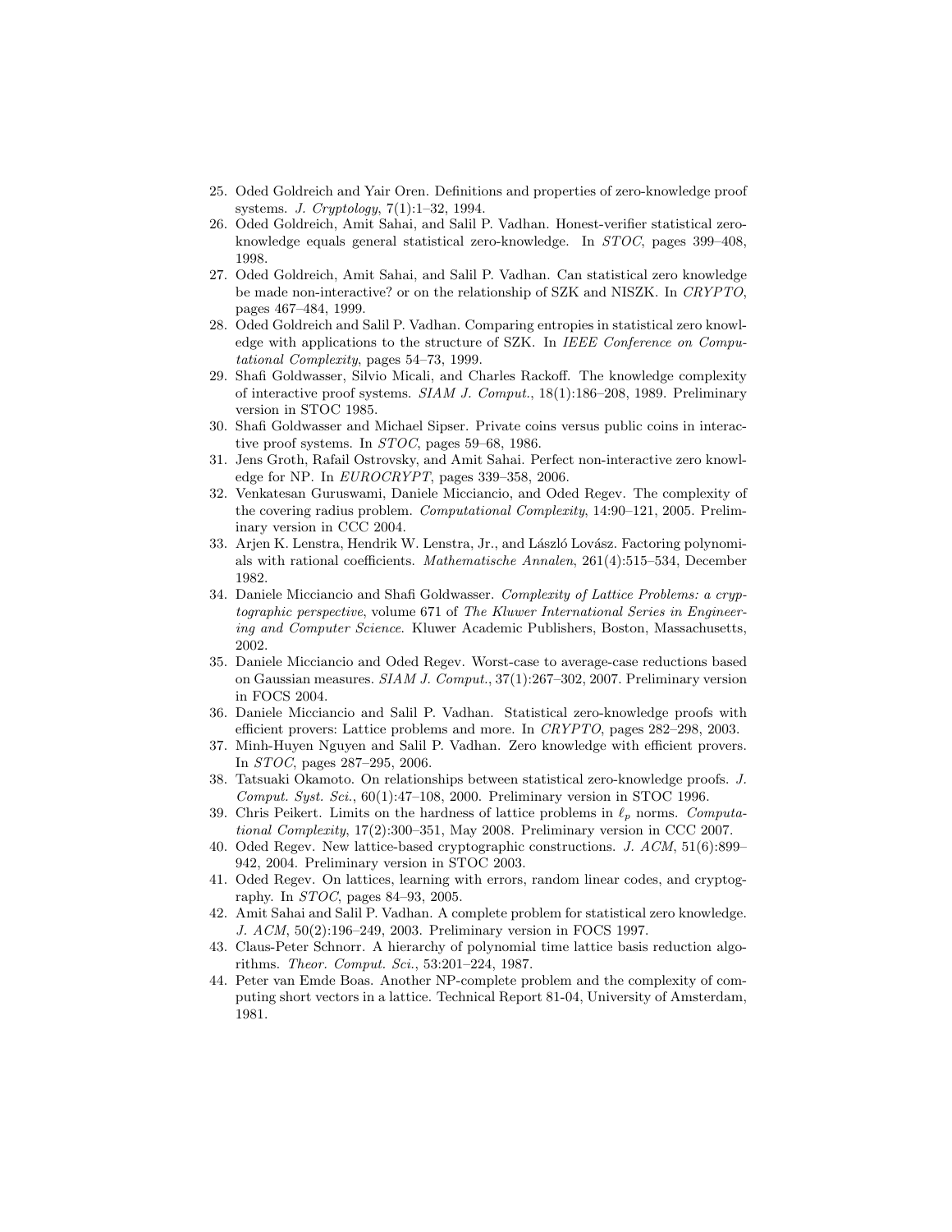25. Oded Goldreich and Yair Oren. Definitions and properties of zero-knowledge proof systems. *J. Cryptology*, 7(1):1–32, 1994.
26. Oded Goldreich, Amit Sahai, and Salil P. Vadhan. Honest-verifier statistical zero-knowledge equals general statistical zero-knowledge. In *STOC*, pages 399–408, 1998.
27. Oded Goldreich, Amit Sahai, and Salil P. Vadhan. Can statistical zero knowledge be made non-interactive? or on the relationship of SZK and NISZK. In *CRYPTO*, pages 467–484, 1999.
28. Oded Goldreich and Salil P. Vadhan. Comparing entropies in statistical zero knowledge with applications to the structure of SZK. In *IEEE Conference on Computational Complexity*, pages 54–73, 1999.
29. Shafi Goldwasser, Silvio Micali, and Charles Rackoff. The knowledge complexity of interactive proof systems. *SIAM J. Comput.*, 18(1):186–208, 1989. Preliminary version in STOC 1985.
30. Shafi Goldwasser and Michael Sipser. Private coins versus public coins in interactive proof systems. In *STOC*, pages 59–68, 1986.
31. Jens Groth, Rafail Ostrovsky, and Amit Sahai. Perfect non-interactive zero knowledge for NP. In *EUROCRYPT*, pages 339–358, 2006.
32. Venkatesan Guruswami, Daniele Micciancio, and Oded Regev. The complexity of the covering radius problem. *Computational Complexity*, 14:90–121, 2005. Preliminary version in CCC 2004.
33. Arjen K. Lenstra, Hendrik W. Lenstra, Jr., and László Lovász. Factoring polynomials with rational coefficients. *Mathematische Annalen*, 261(4):515–534, December 1982.
34. Daniele Micciancio and Shafi Goldwasser. *Complexity of Lattice Problems: a cryptographic perspective*, volume 671 of *The Kluwer International Series in Engineering and Computer Science*. Kluwer Academic Publishers, Boston, Massachusetts, 2002.
35. Daniele Micciancio and Oded Regev. Worst-case to average-case reductions based on Gaussian measures. *SIAM J. Comput.*, 37(1):267–302, 2007. Preliminary version in FOCS 2004.
36. Daniele Micciancio and Salil P. Vadhan. Statistical zero-knowledge proofs with efficient provers: Lattice problems and more. In *CRYPTO*, pages 282–298, 2003.
37. Minh-Huyen Nguyen and Salil P. Vadhan. Zero knowledge with efficient provers. In *STOC*, pages 287–295, 2006.
38. Tatsuaki Okamoto. On relationships between statistical zero-knowledge proofs. *J. Comput. Syst. Sci.*, 60(1):47–108, 2000. Preliminary version in STOC 1996.
39. Chris Peikert. Limits on the hardness of lattice problems in $\ell_p$ norms. *Computational Complexity*, 17(2):300–351, May 2008. Preliminary version in CCC 2007.
40. Oded Regev. New lattice-based cryptographic constructions. *J. ACM*, 51(6):899–942, 2004. Preliminary version in STOC 2003.
41. Oded Regev. On lattices, learning with errors, random linear codes, and cryptography. In *STOC*, pages 84–93, 2005.
42. Amit Sahai and Salil P. Vadhan. A complete problem for statistical zero knowledge. *J. ACM*, 50(2):196–249, 2003. Preliminary version in FOCS 1997.
43. Claus-Peter Schnorr. A hierarchy of polynomial time lattice basis reduction algorithms. *Theor. Comput. Sci.*, 53:201–224, 1987.
44. Peter van Emde Boas. Another NP-complete problem and the complexity of computing short vectors in a lattice. Technical Report 81-04, University of Amsterdam, 1981.